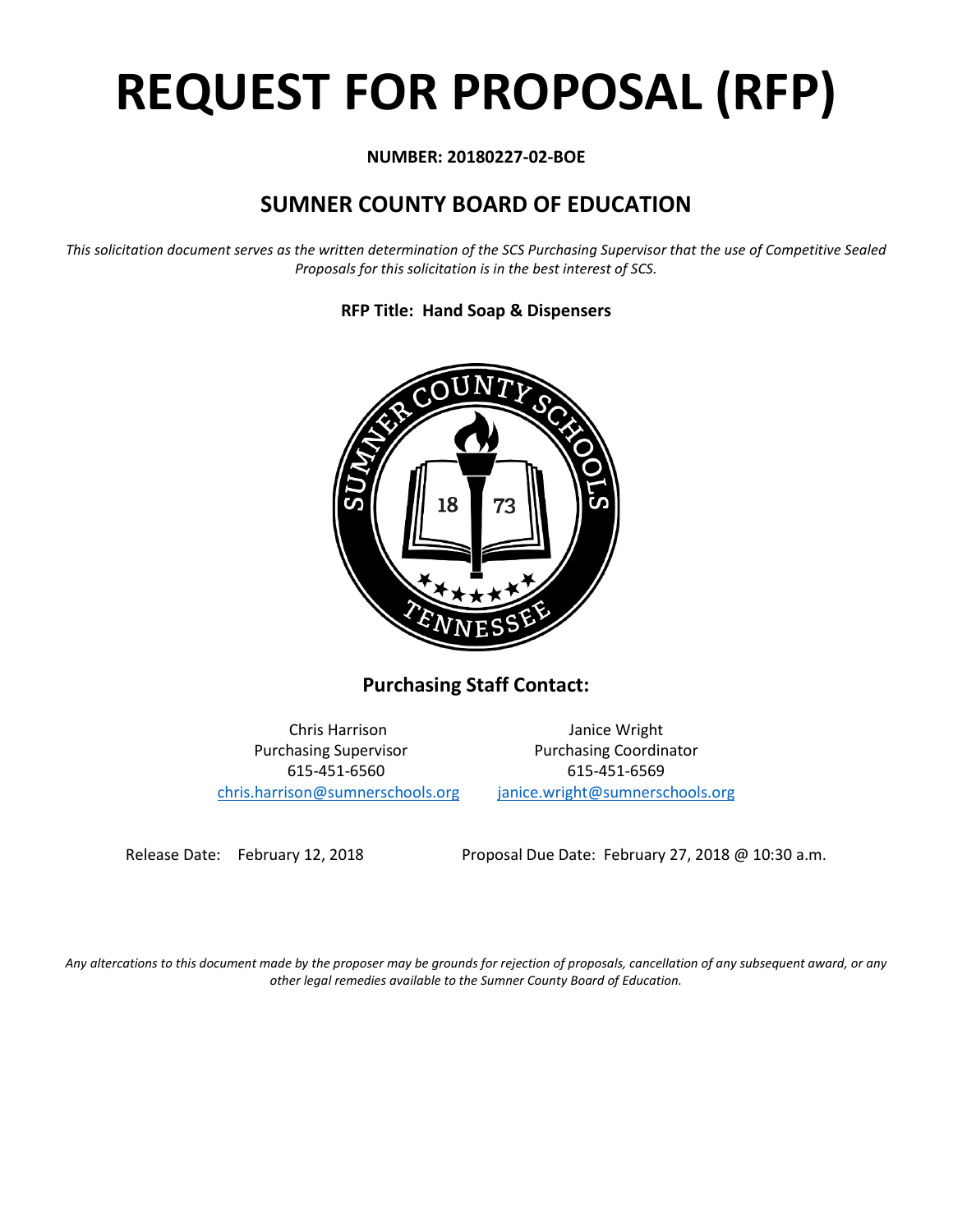# REQUEST FOR PROPOSAL (RFP)

**NUMBER: 20180227-02-BOE**

## SUMNER COUNTY BOARD OF EDUCATION

*This solicitation document serves as the written determination of the SCS Purchasing Supervisor that the use of Competitive Sealed Proposals for this solicitation is in the best interest of SCS.*

**RFP Title: Hand Soap & Dispensers**

### Purchasing Staff Contact:

| | |
|---|---|
| Chris Harrison | Janice Wright |
| Purchasing Supervisor | Purchasing Coordinator |
| 615-451-6560 | 615-451-6569 |
| chris.harrison@sumnerschools.org | janice.wright@sumnerschools.org |

Release Date: February 12, 2018

Proposal Due Date: February 27, 2018 @ 10:30 a.m.

*Any altercations to this document made by the proposer may be grounds for rejection of proposals, cancellation of any subsequent award, or any other legal remedies available to the Sumner County Board of Education.*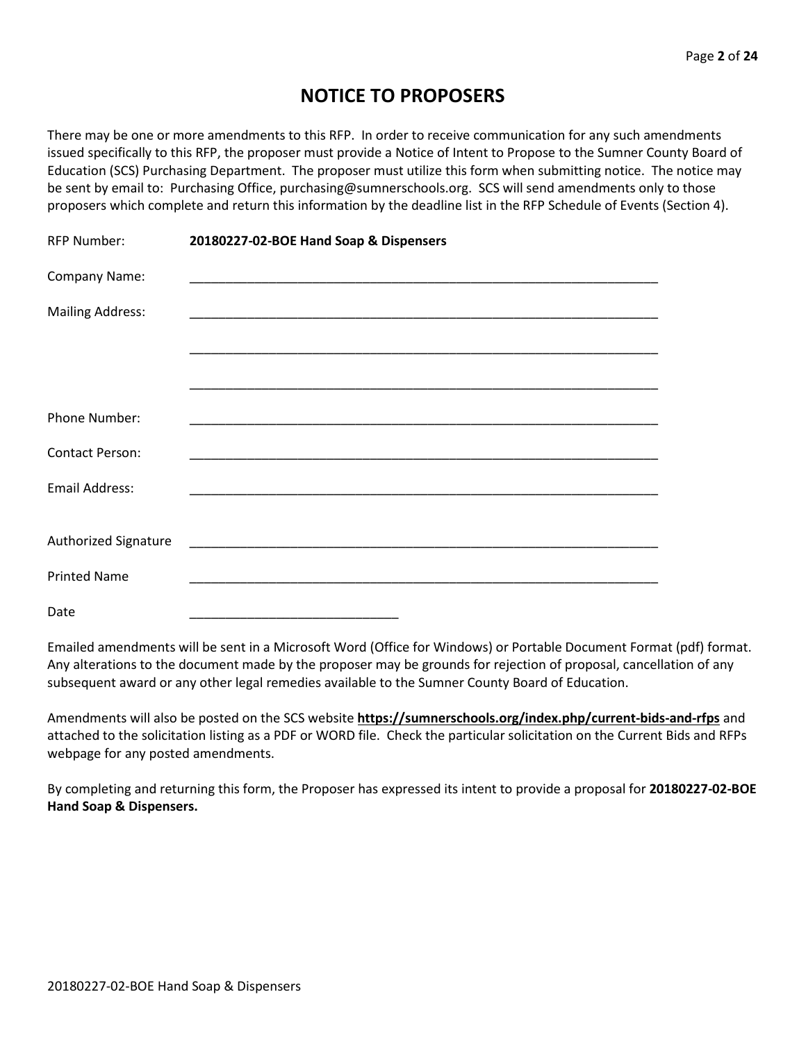# NOTICE TO PROPOSERS

There may be one or more amendments to this RFP. In order to receive communication for any such amendments issued specifically to this RFP, the proposer must provide a Notice of Intent to Propose to the Sumner County Board of Education (SCS) Purchasing Department. The proposer must utilize this form when submitting notice. The notice may be sent by email to: Purchasing Office, purchasing@sumnerschools.org. SCS will send amendments only to those proposers which complete and return this information by the deadline list in the RFP Schedule of Events (Section 4).

RFP Number: **20180227-02-BOE Hand Soap & Dispensers**

Company Name: ____________________________________________________________________

Mailing Address: ____________________________________________________________________

____________________________________________________________________

____________________________________________________________________

Phone Number: ____________________________________________________________________

Contact Person: ____________________________________________________________________

Email Address: ____________________________________________________________________

Authorized Signature ____________________________________________________________________

Printed Name ____________________________________________________________________

Date ______________________________

Emailed amendments will be sent in a Microsoft Word (Office for Windows) or Portable Document Format (pdf) format. Any alterations to the document made by the proposer may be grounds for rejection of proposal, cancellation of any subsequent award or any other legal remedies available to the Sumner County Board of Education.

Amendments will also be posted on the SCS website **https://sumnerschools.org/index.php/current-bids-and-rfps** and attached to the solicitation listing as a PDF or WORD file. Check the particular solicitation on the Current Bids and RFPs webpage for any posted amendments.

By completing and returning this form, the Proposer has expressed its intent to provide a proposal for **20180227-02-BOE Hand Soap & Dispensers.**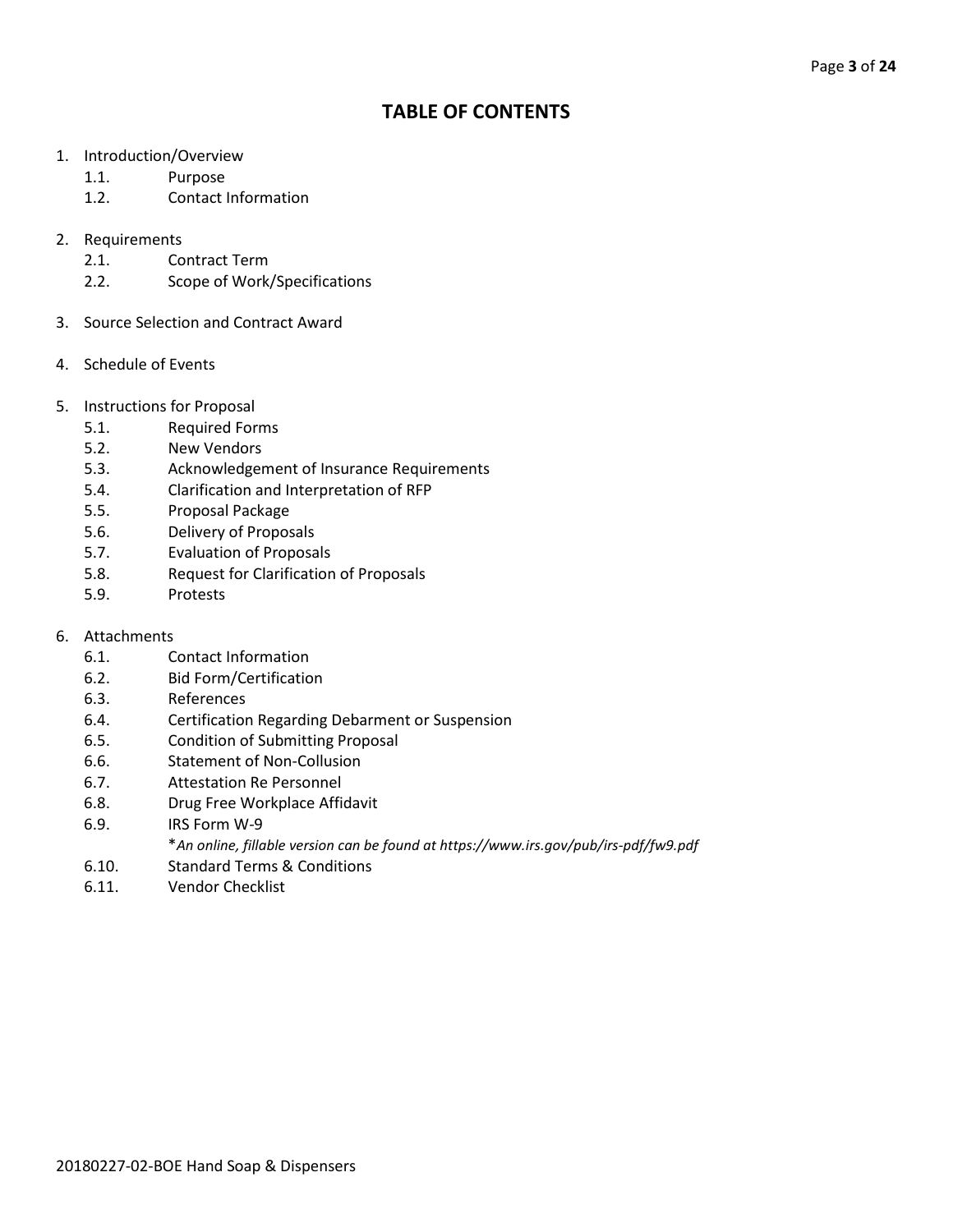# TABLE OF CONTENTS

1. Introduction/Overview
    - 1.1. Purpose
    - 1.2. Contact Information

2. Requirements
    - 2.1. Contract Term
    - 2.2. Scope of Work/Specifications

3. Source Selection and Contract Award

4. Schedule of Events

5. Instructions for Proposal
    - 5.1. Required Forms
    - 5.2. New Vendors
    - 5.3. Acknowledgement of Insurance Requirements
    - 5.4. Clarification and Interpretation of RFP
    - 5.5. Proposal Package
    - 5.6. Delivery of Proposals
    - 5.7. Evaluation of Proposals
    - 5.8. Request for Clarification of Proposals
    - 5.9. Protests

6. Attachments
    - 6.1. Contact Information
    - 6.2. Bid Form/Certification
    - 6.3. References
    - 6.4. Certification Regarding Debarment or Suspension
    - 6.5. Condition of Submitting Proposal
    - 6.6. Statement of Non-Collusion
    - 6.7. Attestation Re Personnel
    - 6.8. Drug Free Workplace Affidavit
    - 6.9. IRS Form W-9
      *\*An online, fillable version can be found at https://www.irs.gov/pub/irs-pdf/fw9.pdf*
    - 6.10. Standard Terms & Conditions
    - 6.11. Vendor Checklist

20180227-02-BOE Hand Soap & Dispensers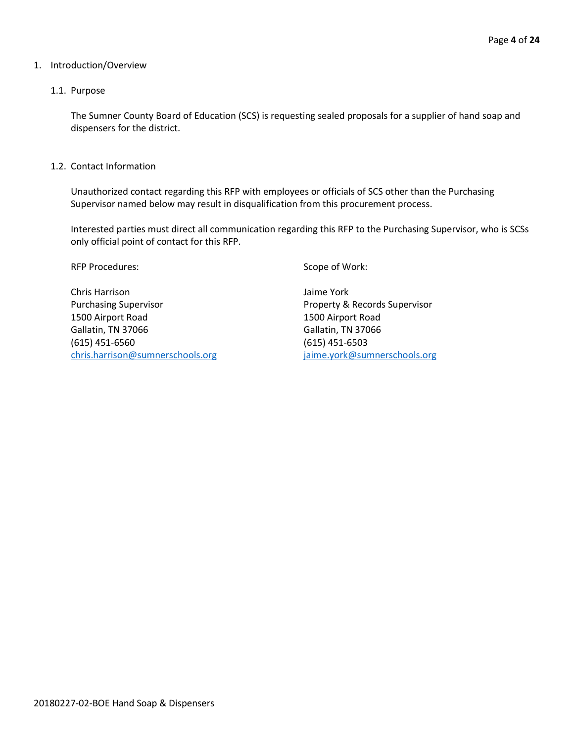# 1. Introduction/Overview

## 1.1. Purpose

The Sumner County Board of Education (SCS) is requesting sealed proposals for a supplier of hand soap and dispensers for the district.

## 1.2. Contact Information

Unauthorized contact regarding this RFP with employees or officials of SCS other than the Purchasing Supervisor named below may result in disqualification from this procurement process.

Interested parties must direct all communication regarding this RFP to the Purchasing Supervisor, who is SCSs only official point of contact for this RFP.

RFP Procedures:

Chris Harrison
Purchasing Supervisor
1500 Airport Road
Gallatin, TN 37066
(615) 451-6560
chris.harrison@sumnerschools.org

Scope of Work:

Jaime York
Property & Records Supervisor
1500 Airport Road
Gallatin, TN 37066
(615) 451-6503
jaime.york@sumnerschools.org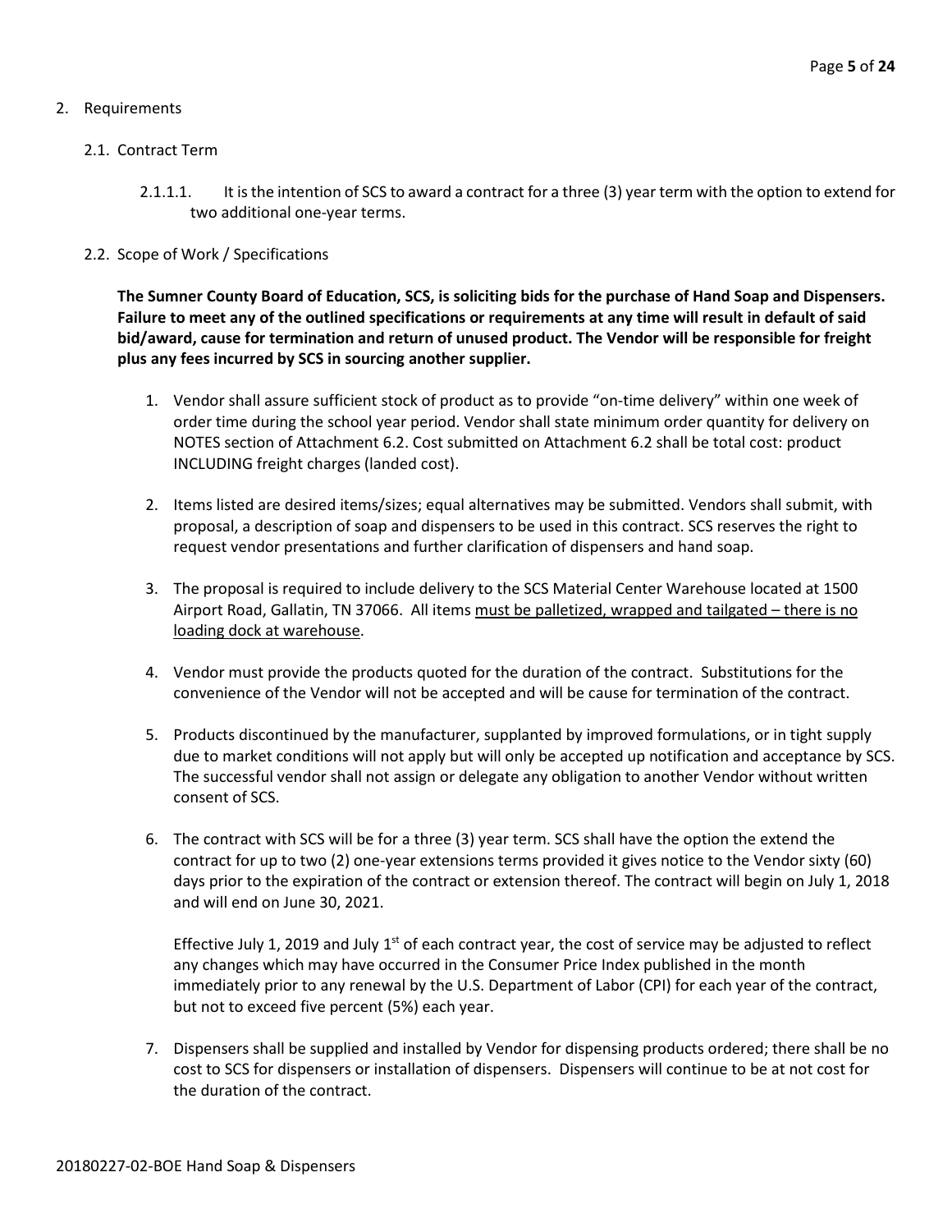2. Requirements

   2.1. Contract Term

      2.1.1.1. It is the intention of SCS to award a contract for a three (3) year term with the option to extend for two additional one-year terms.

   2.2. Scope of Work / Specifications

**The Sumner County Board of Education, SCS, is soliciting bids for the purchase of Hand Soap and Dispensers. Failure to meet any of the outlined specifications or requirements at any time will result in default of said bid/award, cause for termination and return of unused product. The Vendor will be responsible for freight plus any fees incurred by SCS in sourcing another supplier.**

1. Vendor shall assure sufficient stock of product as to provide "on-time delivery" within one week of order time during the school year period. Vendor shall state minimum order quantity for delivery on NOTES section of Attachment 6.2. Cost submitted on Attachment 6.2 shall be total cost: product INCLUDING freight charges (landed cost).

2. Items listed are desired items/sizes; equal alternatives may be submitted. Vendors shall submit, with proposal, a description of soap and dispensers to be used in this contract. SCS reserves the right to request vendor presentations and further clarification of dispensers and hand soap.

3. The proposal is required to include delivery to the SCS Material Center Warehouse located at 1500 Airport Road, Gallatin, TN 37066. All items <u>must be palletized, wrapped and tailgated – there is no loading dock at warehouse</u>.

4. Vendor must provide the products quoted for the duration of the contract. Substitutions for the convenience of the Vendor will not be accepted and will be cause for termination of the contract.

5. Products discontinued by the manufacturer, supplanted by improved formulations, or in tight supply due to market conditions will not apply but will only be accepted up notification and acceptance by SCS. The successful vendor shall not assign or delegate any obligation to another Vendor without written consent of SCS.

6. The contract with SCS will be for a three (3) year term. SCS shall have the option the extend the contract for up to two (2) one-year extensions terms provided it gives notice to the Vendor sixty (60) days prior to the expiration of the contract or extension thereof. The contract will begin on July 1, 2018 and will end on June 30, 2021.

   Effective July 1, 2019 and July 1st of each contract year, the cost of service may be adjusted to reflect any changes which may have occurred in the Consumer Price Index published in the month immediately prior to any renewal by the U.S. Department of Labor (CPI) for each year of the contract, but not to exceed five percent (5%) each year.

7. Dispensers shall be supplied and installed by Vendor for dispensing products ordered; there shall be no cost to SCS for dispensers or installation of dispensers. Dispensers will continue to be at not cost for the duration of the contract.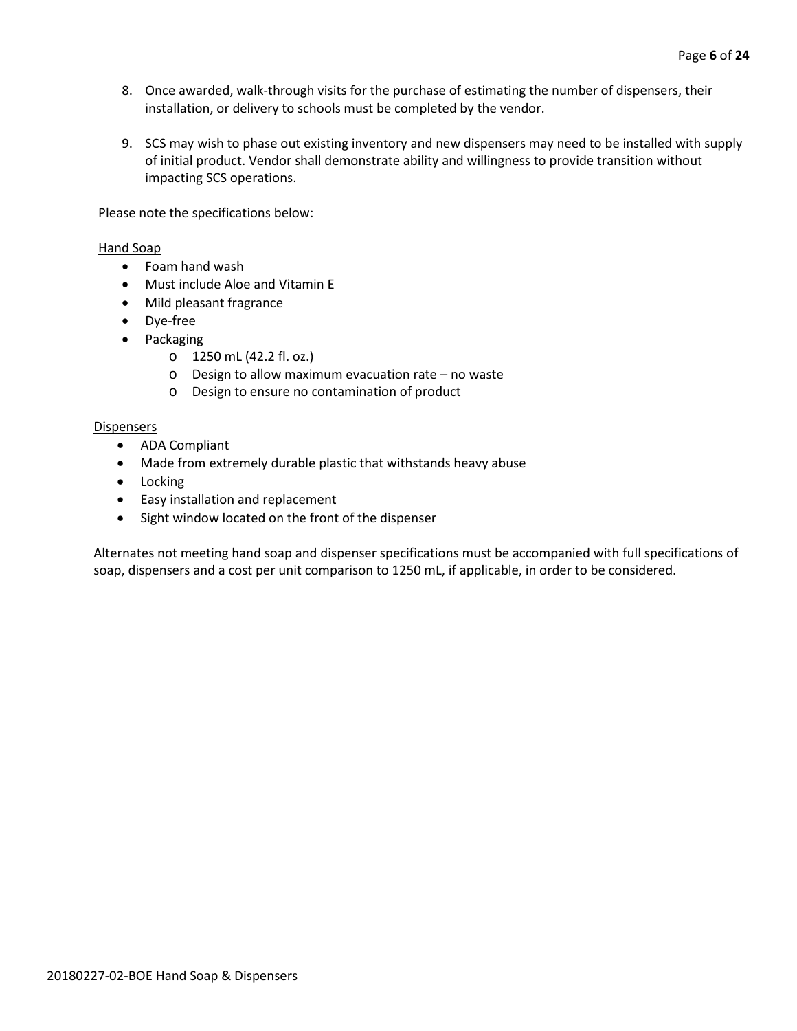8. Once awarded, walk-through visits for the purchase of estimating the number of dispensers, their installation, or delivery to schools must be completed by the vendor.

9. SCS may wish to phase out existing inventory and new dispensers may need to be installed with supply of initial product. Vendor shall demonstrate ability and willingness to provide transition without impacting SCS operations.

Please note the specifications below:

<u>Hand Soap</u>

- Foam hand wash
- Must include Aloe and Vitamin E
- Mild pleasant fragrance
- Dye-free
- Packaging
  - 1250 mL (42.2 fl. oz.)
  - Design to allow maximum evacuation rate – no waste
  - Design to ensure no contamination of product

<u>Dispensers</u>

- ADA Compliant
- Made from extremely durable plastic that withstands heavy abuse
- Locking
- Easy installation and replacement
- Sight window located on the front of the dispenser

Alternates not meeting hand soap and dispenser specifications must be accompanied with full specifications of soap, dispensers and a cost per unit comparison to 1250 mL, if applicable, in order to be considered.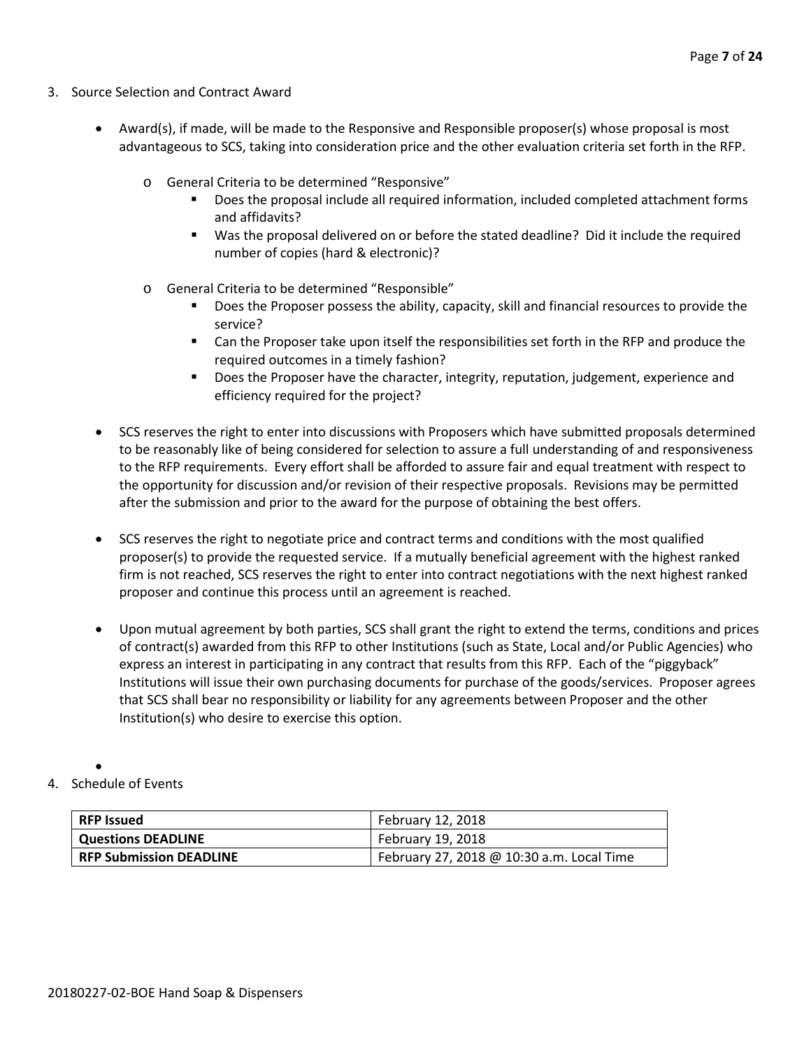3. Source Selection and Contract Award

- Award(s), if made, will be made to the Responsive and Responsible proposer(s) whose proposal is most advantageous to SCS, taking into consideration price and the other evaluation criteria set forth in the RFP.
    - General Criteria to be determined "Responsive"
        - Does the proposal include all required information, included completed attachment forms and affidavits?
        - Was the proposal delivered on or before the stated deadline? Did it include the required number of copies (hard & electronic)?
    - General Criteria to be determined "Responsible"
        - Does the Proposer possess the ability, capacity, skill and financial resources to provide the service?
        - Can the Proposer take upon itself the responsibilities set forth in the RFP and produce the required outcomes in a timely fashion?
        - Does the Proposer have the character, integrity, reputation, judgement, experience and efficiency required for the project?
- SCS reserves the right to enter into discussions with Proposers which have submitted proposals determined to be reasonably like of being considered for selection to assure a full understanding of and responsiveness to the RFP requirements. Every effort shall be afforded to assure fair and equal treatment with respect to the opportunity for discussion and/or revision of their respective proposals. Revisions may be permitted after the submission and prior to the award for the purpose of obtaining the best offers.
- SCS reserves the right to negotiate price and contract terms and conditions with the most qualified proposer(s) to provide the requested service. If a mutually beneficial agreement with the highest ranked firm is not reached, SCS reserves the right to enter into contract negotiations with the next highest ranked proposer and continue this process until an agreement is reached.
- Upon mutual agreement by both parties, SCS shall grant the right to extend the terms, conditions and prices of contract(s) awarded from this RFP to other Institutions (such as State, Local and/or Public Agencies) who express an interest in participating in any contract that results from this RFP. Each of the "piggyback" Institutions will issue their own purchasing documents for purchase of the goods/services. Proposer agrees that SCS shall bear no responsibility or liability for any agreements between Proposer and the other Institution(s) who desire to exercise this option.

4. Schedule of Events

| **RFP Issued** | February 12, 2018 |
|---|---|
| **Questions DEADLINE** | February 19, 2018 |
| **RFP Submission DEADLINE** | February 27, 2018 @ 10:30 a.m. Local Time |

20180227-02-BOE Hand Soap & Dispensers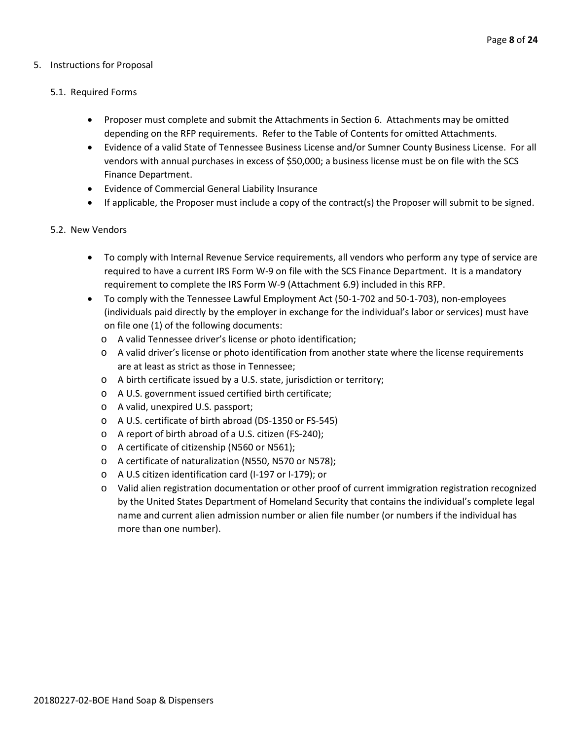5. Instructions for Proposal

    5.1. Required Forms

    - Proposer must complete and submit the Attachments in Section 6. Attachments may be omitted depending on the RFP requirements. Refer to the Table of Contents for omitted Attachments.
    - Evidence of a valid State of Tennessee Business License and/or Sumner County Business License. For all vendors with annual purchases in excess of $50,000; a business license must be on file with the SCS Finance Department.
    - Evidence of Commercial General Liability Insurance
    - If applicable, the Proposer must include a copy of the contract(s) the Proposer will submit to be signed.

    5.2. New Vendors

    - To comply with Internal Revenue Service requirements, all vendors who perform any type of service are required to have a current IRS Form W-9 on file with the SCS Finance Department. It is a mandatory requirement to complete the IRS Form W-9 (Attachment 6.9) included in this RFP.
    - To comply with the Tennessee Lawful Employment Act (50-1-702 and 50-1-703), non-employees (individuals paid directly by the employer in exchange for the individual's labor or services) must have on file one (1) of the following documents:
        - A valid Tennessee driver's license or photo identification;
        - A valid driver's license or photo identification from another state where the license requirements are at least as strict as those in Tennessee;
        - A birth certificate issued by a U.S. state, jurisdiction or territory;
        - A U.S. government issued certified birth certificate;
        - A valid, unexpired U.S. passport;
        - A U.S. certificate of birth abroad (DS-1350 or FS-545)
        - A report of birth abroad of a U.S. citizen (FS-240);
        - A certificate of citizenship (N560 or N561);
        - A certificate of naturalization (N550, N570 or N578);
        - A U.S citizen identification card (I-197 or I-179); or
        - Valid alien registration documentation or other proof of current immigration registration recognized by the United States Department of Homeland Security that contains the individual's complete legal name and current alien admission number or alien file number (or numbers if the individual has more than one number).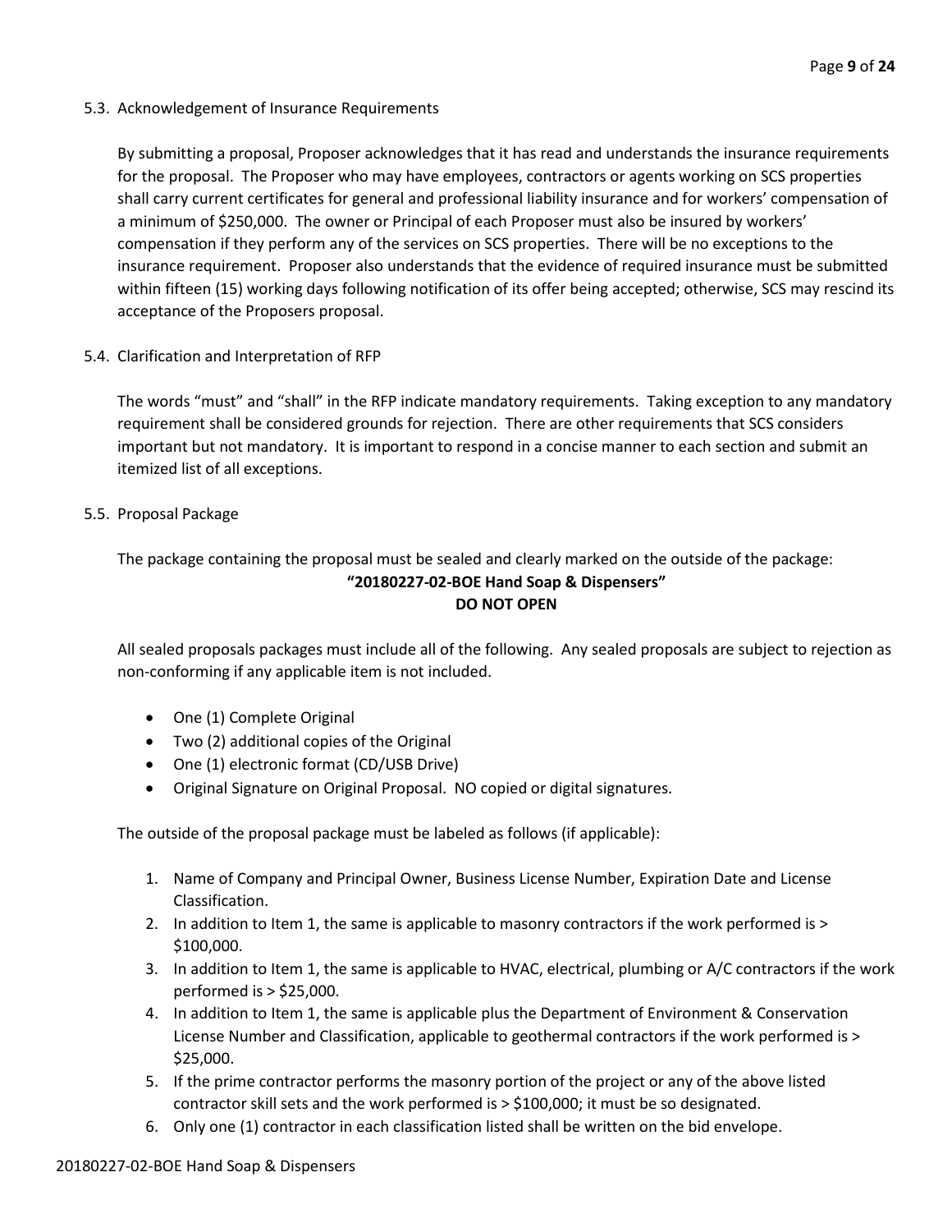### 5.3. Acknowledgement of Insurance Requirements

By submitting a proposal, Proposer acknowledges that it has read and understands the insurance requirements for the proposal. The Proposer who may have employees, contractors or agents working on SCS properties shall carry current certificates for general and professional liability insurance and for workers' compensation of a minimum of $250,000. The owner or Principal of each Proposer must also be insured by workers' compensation if they perform any of the services on SCS properties. There will be no exceptions to the insurance requirement. Proposer also understands that the evidence of required insurance must be submitted within fifteen (15) working days following notification of its offer being accepted; otherwise, SCS may rescind its acceptance of the Proposers proposal.

### 5.4. Clarification and Interpretation of RFP

The words "must" and "shall" in the RFP indicate mandatory requirements. Taking exception to any mandatory requirement shall be considered grounds for rejection. There are other requirements that SCS considers important but not mandatory. It is important to respond in a concise manner to each section and submit an itemized list of all exceptions.

### 5.5. Proposal Package

The package containing the proposal must be sealed and clearly marked on the outside of the package:

**"20180227-02-BOE Hand Soap & Dispensers"**
**DO NOT OPEN**

All sealed proposals packages must include all of the following. Any sealed proposals are subject to rejection as non-conforming if any applicable item is not included.

- One (1) Complete Original
- Two (2) additional copies of the Original
- One (1) electronic format (CD/USB Drive)
- Original Signature on Original Proposal. NO copied or digital signatures.

The outside of the proposal package must be labeled as follows (if applicable):

1. Name of Company and Principal Owner, Business License Number, Expiration Date and License Classification.
2. In addition to Item 1, the same is applicable to masonry contractors if the work performed is > $100,000.
3. In addition to Item 1, the same is applicable to HVAC, electrical, plumbing or A/C contractors if the work performed is > $25,000.
4. In addition to Item 1, the same is applicable plus the Department of Environment & Conservation License Number and Classification, applicable to geothermal contractors if the work performed is > $25,000.
5. If the prime contractor performs the masonry portion of the project or any of the above listed contractor skill sets and the work performed is > $100,000; it must be so designated.
6. Only one (1) contractor in each classification listed shall be written on the bid envelope.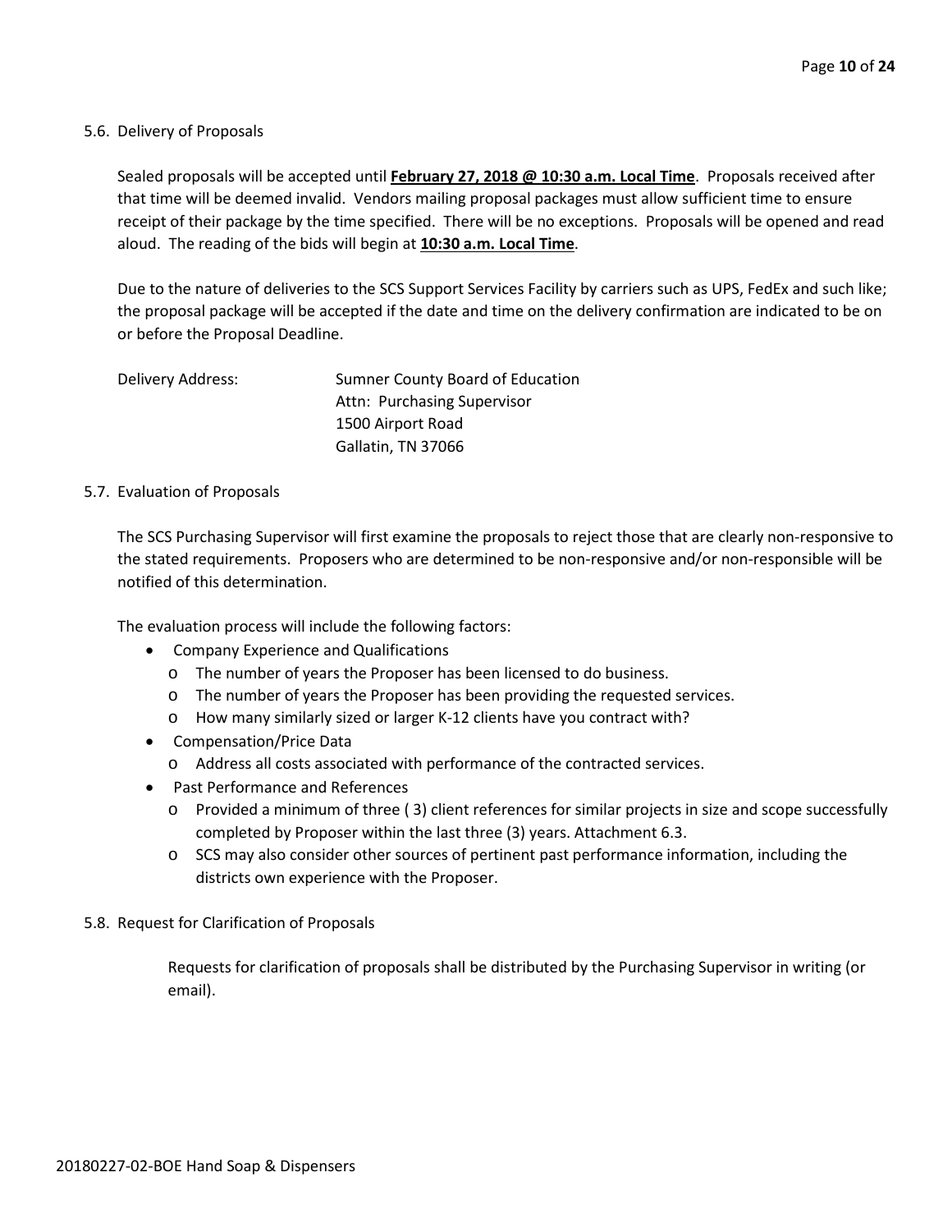## 5.6. Delivery of Proposals

Sealed proposals will be accepted until **February 27, 2018 @ 10:30 a.m. Local Time**. Proposals received after that time will be deemed invalid. Vendors mailing proposal packages must allow sufficient time to ensure receipt of their package by the time specified. There will be no exceptions. Proposals will be opened and read aloud. The reading of the bids will begin at **10:30 a.m. Local Time**.

Due to the nature of deliveries to the SCS Support Services Facility by carriers such as UPS, FedEx and such like; the proposal package will be accepted if the date and time on the delivery confirmation are indicated to be on or before the Proposal Deadline.

Delivery Address:

Sumner County Board of Education
Attn: Purchasing Supervisor
1500 Airport Road
Gallatin, TN 37066

## 5.7. Evaluation of Proposals

The SCS Purchasing Supervisor will first examine the proposals to reject those that are clearly non-responsive to the stated requirements. Proposers who are determined to be non-responsive and/or non-responsible will be notified of this determination.

The evaluation process will include the following factors:

- Company Experience and Qualifications
  - The number of years the Proposer has been licensed to do business.
  - The number of years the Proposer has been providing the requested services.
  - How many similarly sized or larger K-12 clients have you contract with?
- Compensation/Price Data
  - Address all costs associated with performance of the contracted services.
- Past Performance and References
  - Provided a minimum of three ( 3) client references for similar projects in size and scope successfully completed by Proposer within the last three (3) years. Attachment 6.3.
  - SCS may also consider other sources of pertinent past performance information, including the districts own experience with the Proposer.

## 5.8. Request for Clarification of Proposals

Requests for clarification of proposals shall be distributed by the Purchasing Supervisor in writing (or email).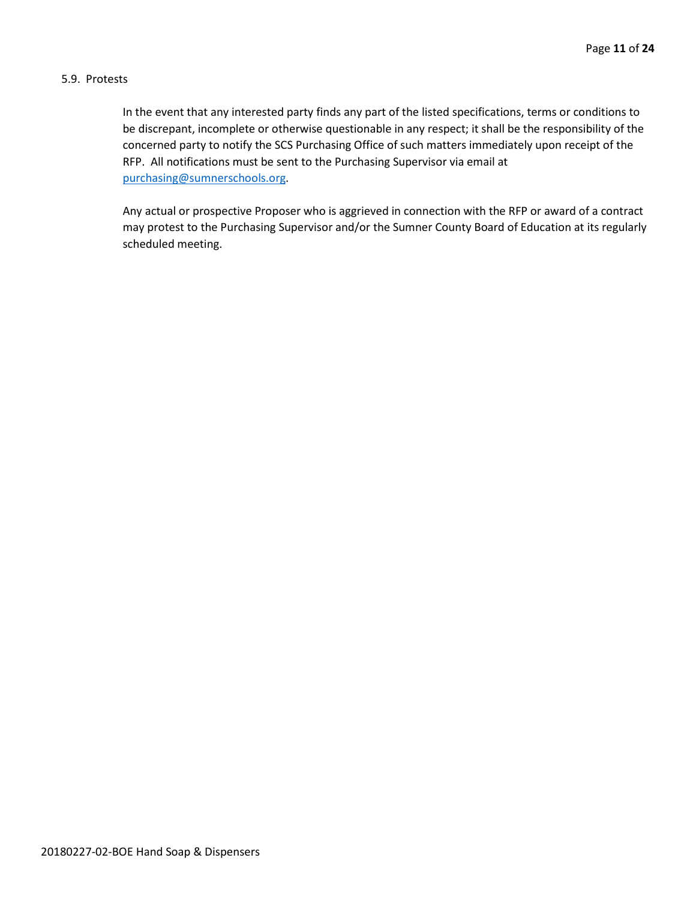5.9. Protests

In the event that any interested party finds any part of the listed specifications, terms or conditions to be discrepant, incomplete or otherwise questionable in any respect; it shall be the responsibility of the concerned party to notify the SCS Purchasing Office of such matters immediately upon receipt of the RFP. All notifications must be sent to the Purchasing Supervisor via email at purchasing@sumnerschools.org.

Any actual or prospective Proposer who is aggrieved in connection with the RFP or award of a contract may protest to the Purchasing Supervisor and/or the Sumner County Board of Education at its regularly scheduled meeting.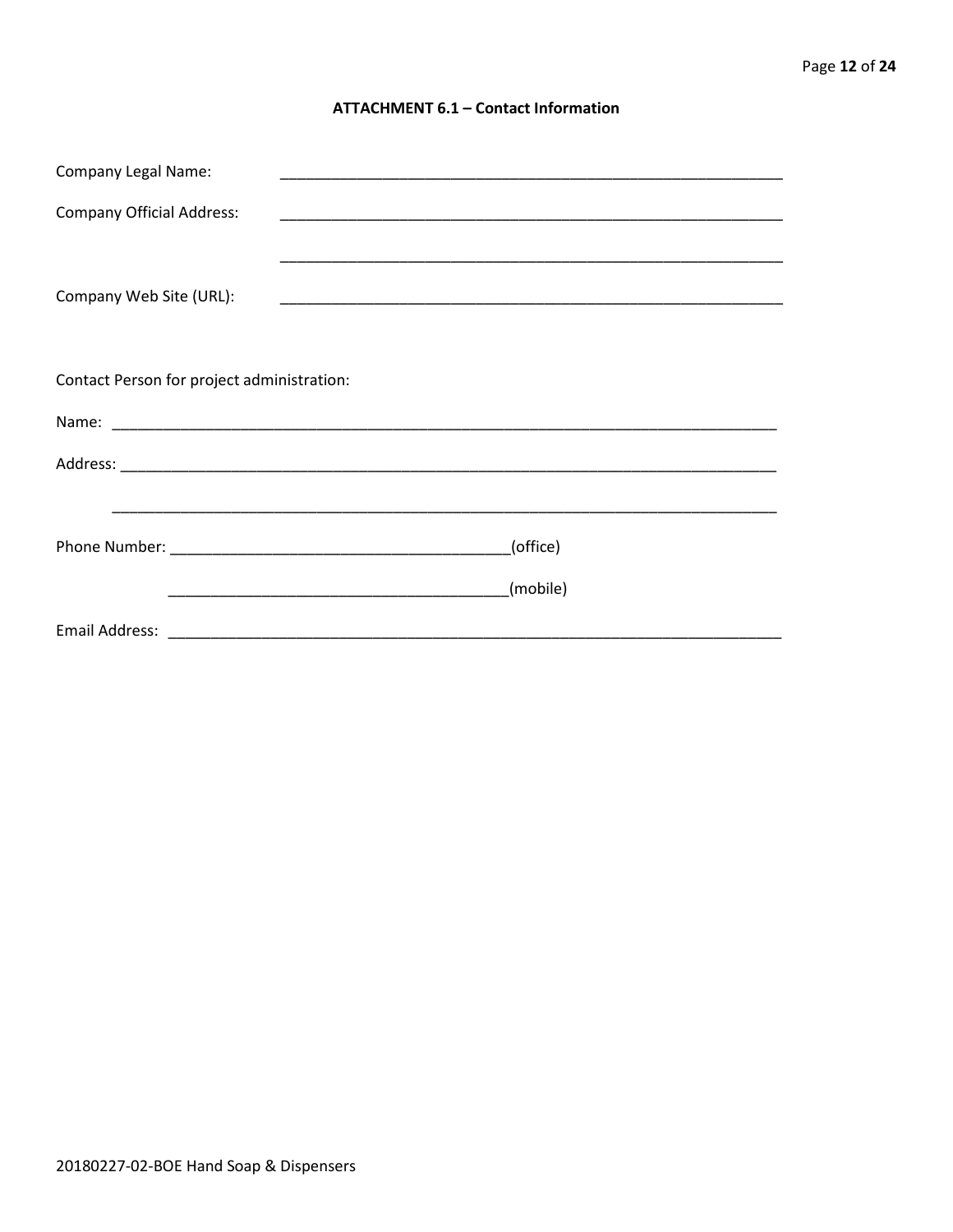## ATTACHMENT 6.1 – Contact Information

Company Legal Name: ____________________________________________________________

Company Official Address: ____________________________________________________________

____________________________________________________________

Company Web Site (URL): ____________________________________________________________

Contact Person for project administration:

Name: ________________________________________________________________________________

Address: ______________________________________________________________________________

______________________________________________________________________________

Phone Number: ________________________________________(office)

________________________________________(mobile)

Email Address: ___________________________________________________________________________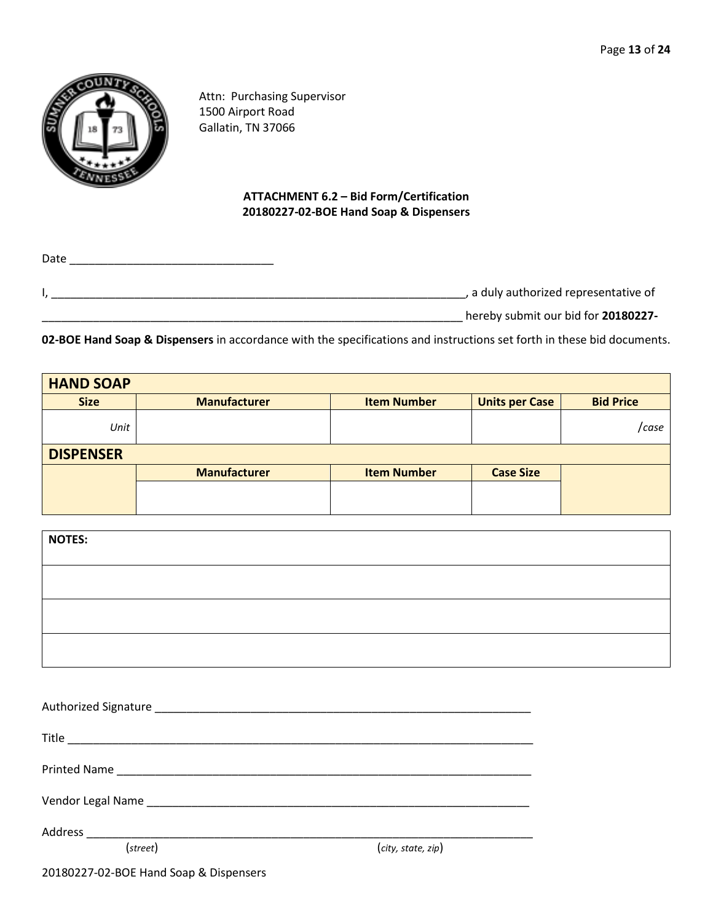Attn: Purchasing Supervisor
1500 Airport Road
Gallatin, TN 37066

**ATTACHMENT 6.2 – Bid Form/Certification**
**20180227-02-BOE Hand Soap & Dispensers**

Date ________________________________

I, ____________________________________________________________________, a duly authorized representative of ______________________________________________________________________ hereby submit our bid for **20180227-02-BOE Hand Soap & Dispensers** in accordance with the specifications and instructions set forth in these bid documents.

| **HAND SOAP** | | | | |
|---|---|---|---|---|
| **Size** | **Manufacturer** | **Item Number** | **Units per Case** | **Bid Price** |
| *Unit* | | | | */case* |
| **DISPENSER** | | | | |
| | **Manufacturer** | **Item Number** | **Case Size** | |
| | | | | |

| **NOTES:** |
|---|
| |
| |
| |

Authorized Signature ______________________________________________________________

Title ______________________________________________________________________________

Printed Name ______________________________________________________________________

Vendor Legal Name _________________________________________________________________

Address ___________________________________________________________________________
(*street*) (*city, state, zip*)

20180227-02-BOE Hand Soap & Dispensers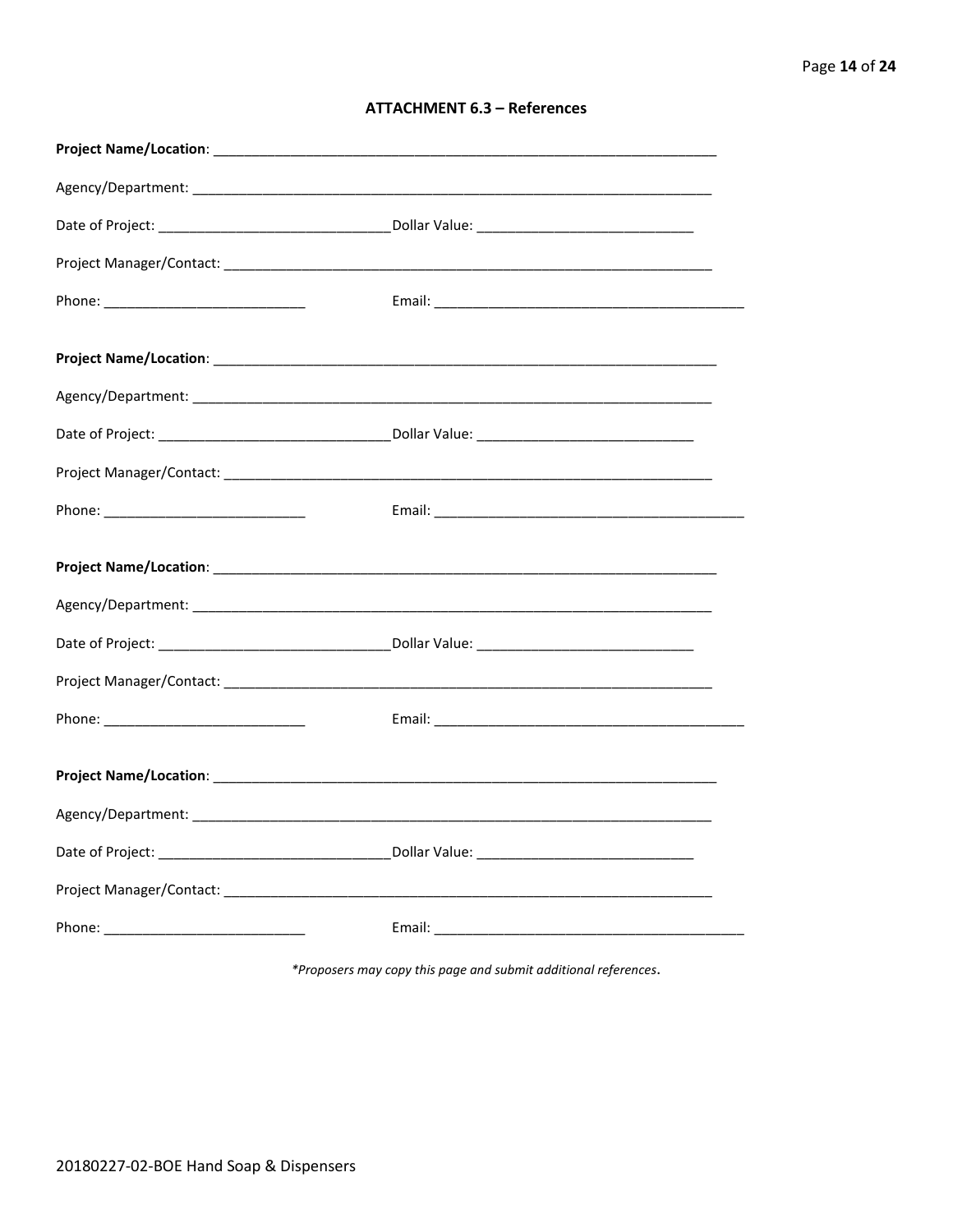## ATTACHMENT 6.3 – References

**Project Name/Location**: ____________________________________________________________________

Agency/Department: ____________________________________________________________________

Date of Project: ______________________________ Dollar Value: ____________________________

Project Manager/Contact: ________________________________________________________________

Phone: __________________________ Email: ________________________________________

**Project Name/Location**: ____________________________________________________________________

Agency/Department: ____________________________________________________________________

Date of Project: ______________________________ Dollar Value: ____________________________

Project Manager/Contact: ________________________________________________________________

Phone: __________________________ Email: ________________________________________

**Project Name/Location**: ____________________________________________________________________

Agency/Department: ____________________________________________________________________

Date of Project: ______________________________ Dollar Value: ____________________________

Project Manager/Contact: ________________________________________________________________

Phone: __________________________ Email: ________________________________________

**Project Name/Location**: ____________________________________________________________________

Agency/Department: ____________________________________________________________________

Date of Project: ______________________________ Dollar Value: ____________________________

Project Manager/Contact: ________________________________________________________________

Phone: __________________________ Email: ________________________________________

*\*Proposers may copy this page and submit additional references.*

20180227-02-BOE Hand Soap & Dispensers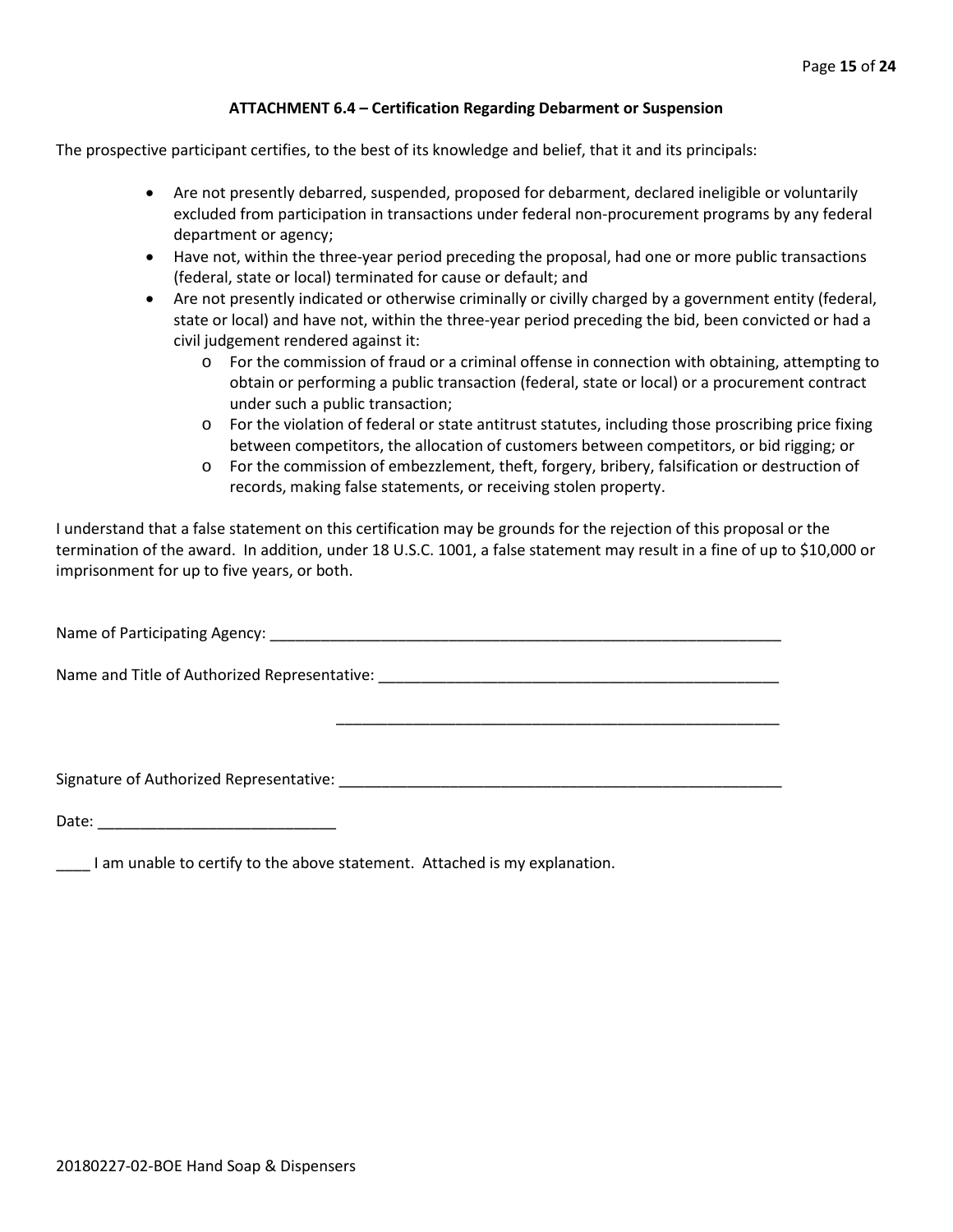### ATTACHMENT 6.4 – Certification Regarding Debarment or Suspension

The prospective participant certifies, to the best of its knowledge and belief, that it and its principals:

- Are not presently debarred, suspended, proposed for debarment, declared ineligible or voluntarily excluded from participation in transactions under federal non-procurement programs by any federal department or agency;
- Have not, within the three-year period preceding the proposal, had one or more public transactions (federal, state or local) terminated for cause or default; and
- Are not presently indicated or otherwise criminally or civilly charged by a government entity (federal, state or local) and have not, within the three-year period preceding the bid, been convicted or had a civil judgement rendered against it:
  - For the commission of fraud or a criminal offense in connection with obtaining, attempting to obtain or performing a public transaction (federal, state or local) or a procurement contract under such a public transaction;
  - For the violation of federal or state antitrust statutes, including those proscribing price fixing between competitors, the allocation of customers between competitors, or bid rigging; or
  - For the commission of embezzlement, theft, forgery, bribery, falsification or destruction of records, making false statements, or receiving stolen property.

I understand that a false statement on this certification may be grounds for the rejection of this proposal or the termination of the award. In addition, under 18 U.S.C. 1001, a false statement may result in a fine of up to $10,000 or imprisonment for up to five years, or both.

Name of Participating Agency: _______________________________________________________________

Name and Title of Authorized Representative: _________________________________________________

_________________________________________________

Signature of Authorized Representative: _____________________________________________________

Date: ___________________________

____ I am unable to certify to the above statement. Attached is my explanation.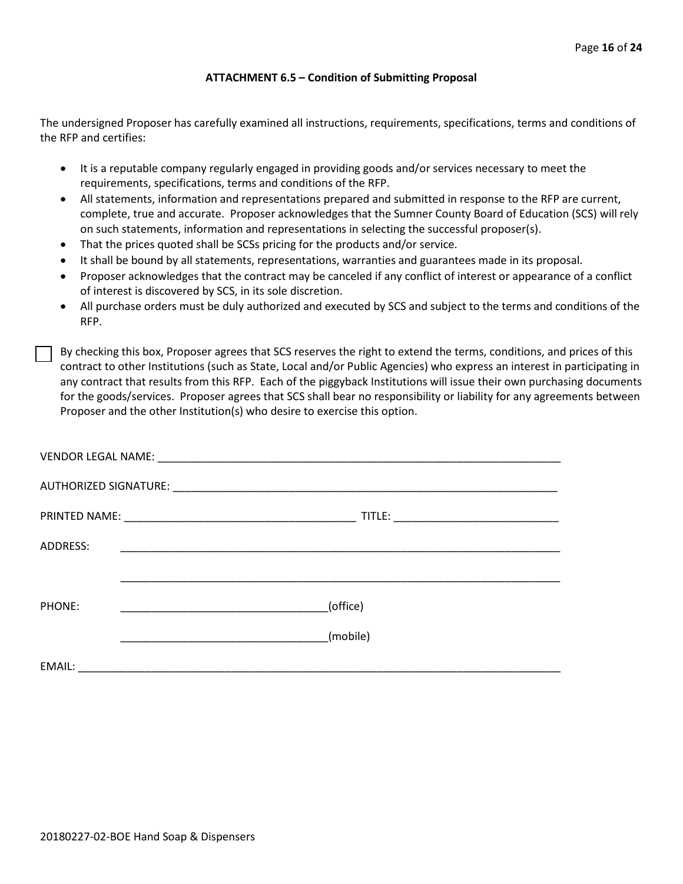### ATTACHMENT 6.5 – Condition of Submitting Proposal

The undersigned Proposer has carefully examined all instructions, requirements, specifications, terms and conditions of the RFP and certifies:

- It is a reputable company regularly engaged in providing goods and/or services necessary to meet the requirements, specifications, terms and conditions of the RFP.
- All statements, information and representations prepared and submitted in response to the RFP are current, complete, true and accurate. Proposer acknowledges that the Sumner County Board of Education (SCS) will rely on such statements, information and representations in selecting the successful proposer(s).
- That the prices quoted shall be SCSs pricing for the products and/or service.
- It shall be bound by all statements, representations, warranties and guarantees made in its proposal.
- Proposer acknowledges that the contract may be canceled if any conflict of interest or appearance of a conflict of interest is discovered by SCS, in its sole discretion.
- All purchase orders must be duly authorized and executed by SCS and subject to the terms and conditions of the RFP.

☐ By checking this box, Proposer agrees that SCS reserves the right to extend the terms, conditions, and prices of this contract to other Institutions (such as State, Local and/or Public Agencies) who express an interest in participating in any contract that results from this RFP. Each of the piggyback Institutions will issue their own purchasing documents for the goods/services. Proposer agrees that SCS shall bear no responsibility or liability for any agreements between Proposer and the other Institution(s) who desire to exercise this option.

VENDOR LEGAL NAME: ______________________________________________________________________

AUTHORIZED SIGNATURE: __________________________________________________________________

PRINTED NAME: _______________________________________ TITLE: ___________________________

ADDRESS: _________________________________________________________________________

_________________________________________________________________________

PHONE: __________________________________(office)

__________________________________(mobile)

EMAIL: ________________________________________________________________________________

20180227-02-BOE Hand Soap & Dispensers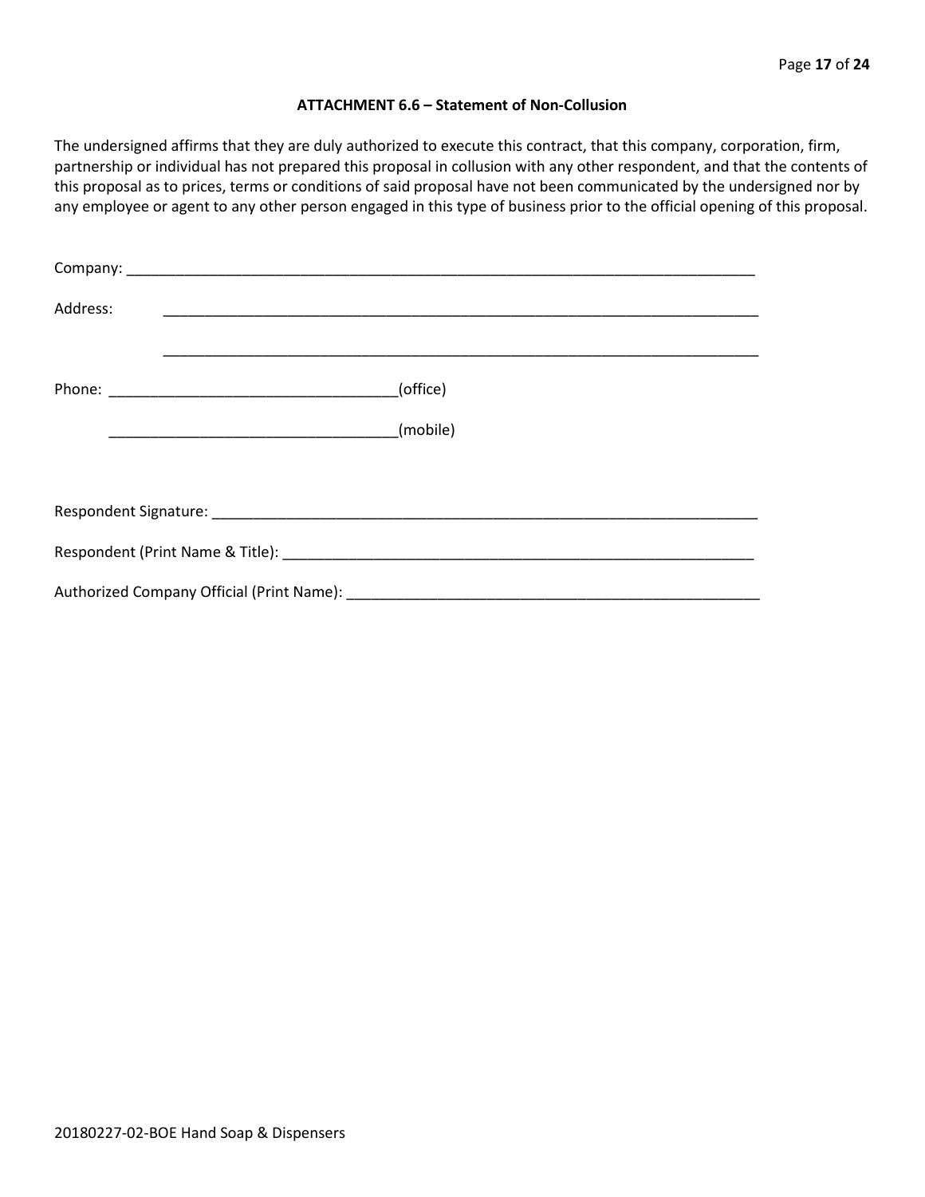### ATTACHMENT 6.6 – Statement of Non-Collusion

The undersigned affirms that they are duly authorized to execute this contract, that this company, corporation, firm, partnership or individual has not prepared this proposal in collusion with any other respondent, and that the contents of this proposal as to prices, terms or conditions of said proposal have not been communicated by the undersigned nor by any employee or agent to any other person engaged in this type of business prior to the official opening of this proposal.

Company: ______________________________________________________________________________

Address: ______________________________________________________________________________

______________________________________________________________________________

Phone: ___________________________________(office)

___________________________________(mobile)

Respondent Signature: ___________________________________________________________________

Respondent (Print Name & Title): __________________________________________________________

Authorized Company Official (Print Name): ___________________________________________________

20180227-02-BOE Hand Soap & Dispensers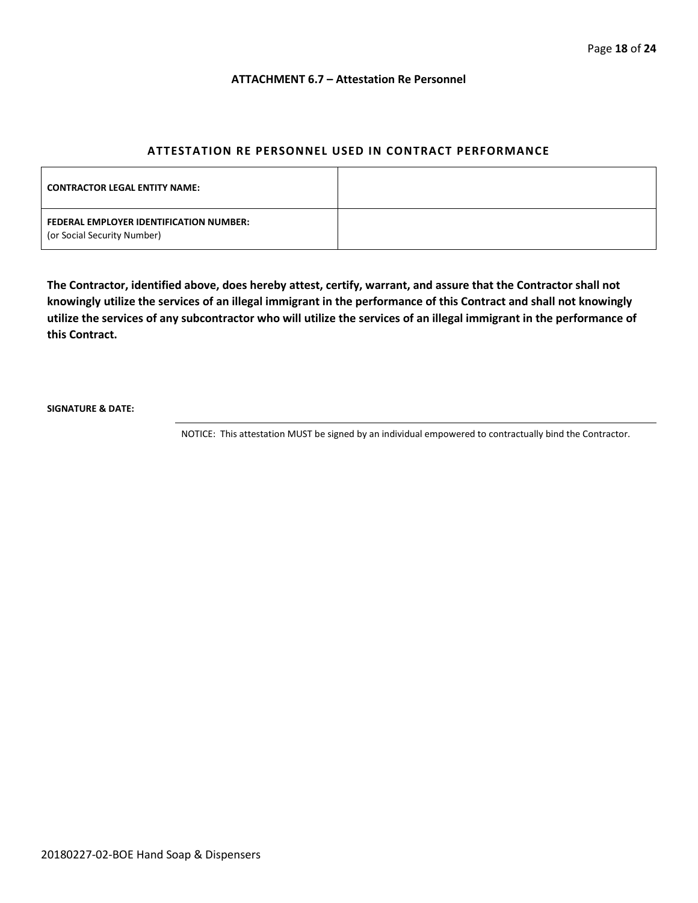## ATTACHMENT 6.7 – Attestation Re Personnel

### ATTESTATION RE PERSONNEL USED IN CONTRACT PERFORMANCE

| | |
|---|---|
| **CONTRACTOR LEGAL ENTITY NAME:** | |
| **FEDERAL EMPLOYER IDENTIFICATION NUMBER:** (or Social Security Number) | |

**The Contractor, identified above, does hereby attest, certify, warrant, and assure that the Contractor shall not knowingly utilize the services of an illegal immigrant in the performance of this Contract and shall not knowingly utilize the services of any subcontractor who will utilize the services of an illegal immigrant in the performance of this Contract.**

**SIGNATURE & DATE:**

NOTICE: This attestation MUST be signed by an individual empowered to contractually bind the Contractor.

20180227-02-BOE Hand Soap & Dispensers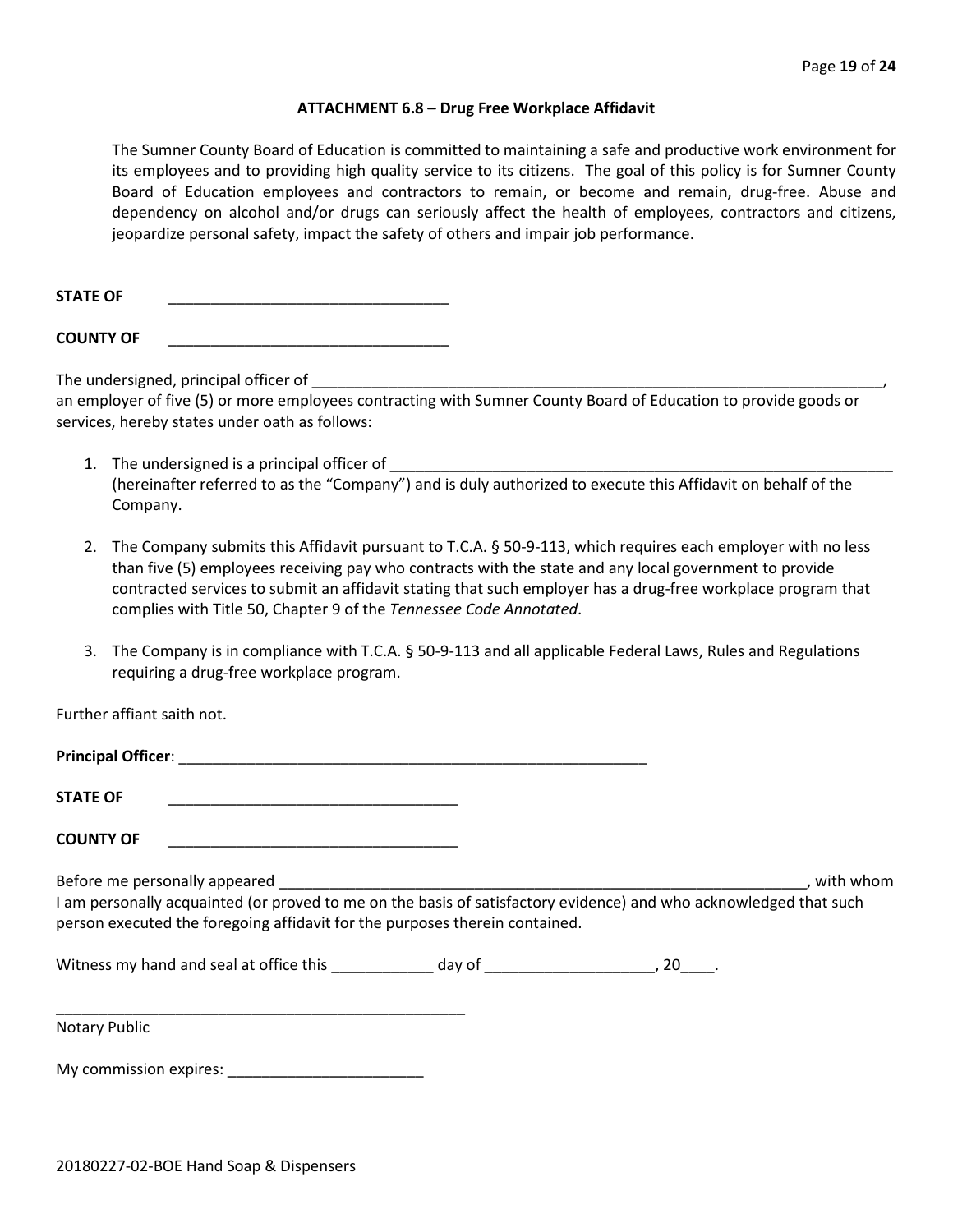### ATTACHMENT 6.8 – Drug Free Workplace Affidavit

The Sumner County Board of Education is committed to maintaining a safe and productive work environment for its employees and to providing high quality service to its citizens. The goal of this policy is for Sumner County Board of Education employees and contractors to remain, or become and remain, drug-free. Abuse and dependency on alcohol and/or drugs can seriously affect the health of employees, contractors and citizens, jeopardize personal safety, impact the safety of others and impair job performance.

**STATE OF** ________________________________

**COUNTY OF** ________________________________

The undersigned, principal officer of ______________________________________________________________________, an employer of five (5) or more employees contracting with Sumner County Board of Education to provide goods or services, hereby states under oath as follows:

1. The undersigned is a principal officer of ____________________________________________________________ (hereinafter referred to as the "Company") and is duly authorized to execute this Affidavit on behalf of the Company.

2. The Company submits this Affidavit pursuant to T.C.A. § 50-9-113, which requires each employer with no less than five (5) employees receiving pay who contracts with the state and any local government to provide contracted services to submit an affidavit stating that such employer has a drug-free workplace program that complies with Title 50, Chapter 9 of the *Tennessee Code Annotated*.

3. The Company is in compliance with T.C.A. § 50-9-113 and all applicable Federal Laws, Rules and Regulations requiring a drug-free workplace program.

Further affiant saith not.

**Principal Officer**: ________________________________________________________

**STATE OF** __________________________________

**COUNTY OF** __________________________________

Before me personally appeared _________________________________________________________________, with whom I am personally acquainted (or proved to me on the basis of satisfactory evidence) and who acknowledged that such person executed the foregoing affidavit for the purposes therein contained.

Witness my hand and seal at office this ____________ day of ____________________, 20____.

__________________________________________________

Notary Public

My commission expires: _______________________

20180227-02-BOE Hand Soap & Dispensers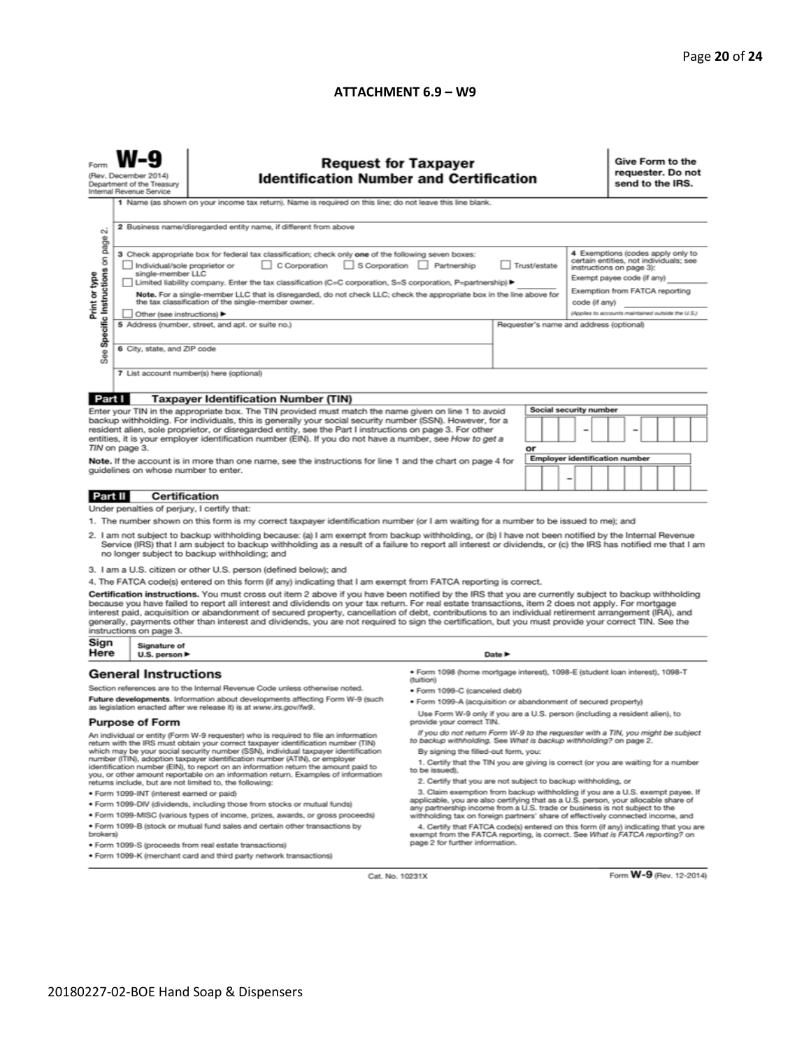**ATTACHMENT 6.9 – W9**

Form **W-9**
(Rev. December 2014)
Department of the Treasury
Internal Revenue Service

## Request for Taxpayer Identification Number and Certification

**Give Form to the requester. Do not send to the IRS.**

Print or type
See **Specific Instructions** on page 2.

1 Name (as shown on your income tax return). Name is required on this line; do not leave this line blank.

2 Business name/disregarded entity name, if different from above

3 Check appropriate box for federal tax classification; check only **one** of the following seven boxes:

☐ Individual/sole proprietor or single-member LLC ☐ C Corporation ☐ S Corporation ☐ Partnership ☐ Trust/estate

☐ Limited liability company. Enter the tax classification (C=C corporation, S=S corporation, P=partnership) ▶ ________

**Note.** For a single-member LLC that is disregarded, do not check LLC; check the appropriate box in the line above for the tax classification of the single-member owner.

☐ Other (see instructions) ▶

4 Exemptions (codes apply only to certain entities, not individuals; see instructions on page 3):

Exempt payee code (if any) ________

Exemption from FATCA reporting code (if any) ________

*(Applies to accounts maintained outside the U.S.)*

5 Address (number, street, and apt. or suite no.)

Requester's name and address (optional)

6 City, state, and ZIP code

7 List account number(s) here (optional)

### Part I Taxpayer Identification Number (TIN)

Enter your TIN in the appropriate box. The TIN provided must match the name given on line 1 to avoid backup withholding. For individuals, this is generally your social security number (SSN). However, for a resident alien, sole proprietor, or disregarded entity, see the Part I instructions on page 3. For other entities, it is your employer identification number (EIN). If you do not have a number, see *How to get a TIN* on page 3.

**Note.** If the account is in more than one name, see the instructions for line 1 and the chart on page 4 for guidelines on whose number to enter.

**Social security number**

[ ][ ][ ] – [ ][ ] – [ ][ ][ ][ ]

or

**Employer identification number**

[ ][ ] – [ ][ ][ ][ ][ ][ ][ ]

### Part II Certification

Under penalties of perjury, I certify that:

1. The number shown on this form is my correct taxpayer identification number (or I am waiting for a number to be issued to me); and
2. I am not subject to backup withholding because: (a) I am exempt from backup withholding, or (b) I have not been notified by the Internal Revenue Service (IRS) that I am subject to backup withholding as a result of a failure to report all interest or dividends, or (c) the IRS has notified me that I am no longer subject to backup withholding; and
3. I am a U.S. citizen or other U.S. person (defined below); and
4. The FATCA code(s) entered on this form (if any) indicating that I am exempt from FATCA reporting is correct.

**Certification instructions.** You must cross out item 2 above if you have been notified by the IRS that you are currently subject to backup withholding because you have failed to report all interest and dividends on your tax return. For real estate transactions, item 2 does not apply. For mortgage interest paid, acquisition or abandonment of secured property, cancellation of debt, contributions to an individual retirement arrangement (IRA), and generally, payments other than interest and dividends, you are not required to sign the certification, but you must provide your correct TIN. See the instructions on page 3.

**Sign Here** Signature of U.S. person ▶ Date ▶

## General Instructions

Section references are to the Internal Revenue Code unless otherwise noted.

**Future developments.** Information about developments affecting Form W-9 (such as legislation enacted after we release it) is at *www.irs.gov/fw9*.

### Purpose of Form

An individual or entity (Form W-9 requester) who is required to file an information return with the IRS must obtain your correct taxpayer identification number (TIN) which may be your social security number (SSN), individual taxpayer identification number (ITIN), adoption taxpayer identification number (ATIN), or employer identification number (EIN), to report on an information return the amount paid to you, or other amount reportable on an information return. Examples of information returns include, but are not limited to, the following:

- Form 1099-INT (interest earned or paid)
- Form 1099-DIV (dividends, including those from stocks or mutual funds)
- Form 1099-MISC (various types of income, prizes, awards, or gross proceeds)
- Form 1099-B (stock or mutual fund sales and certain other transactions by brokers)
- Form 1099-S (proceeds from real estate transactions)
- Form 1099-K (merchant card and third party network transactions)
- Form 1098 (home mortgage interest), 1098-E (student loan interest), 1098-T (tuition)
- Form 1099-C (canceled debt)
- Form 1099-A (acquisition or abandonment of secured property)

Use Form W-9 only if you are a U.S. person (including a resident alien), to provide your correct TIN.

*If you do not return Form W-9 to the requester with a TIN, you might be subject to backup withholding. See What is backup withholding? on page 2.*

By signing the filled-out form, you:

1. Certify that the TIN you are giving is correct (or you are waiting for a number to be issued),
2. Certify that you are not subject to backup withholding, or
3. Claim exemption from backup withholding if you are a U.S. exempt payee. If applicable, you are also certifying that as a U.S. person, your allocable share of any partnership income from a U.S. trade or business is not subject to the withholding tax on foreign partners' share of effectively connected income, and
4. Certify that FATCA code(s) entered on this form (if any) indicating that you are exempt from the FATCA reporting, is correct. See *What is FATCA reporting?* on page 2 for further information.

Cat. No. 10231X

Form **W-9** (Rev. 12-2014)

20180227-02-BOE Hand Soap & Dispensers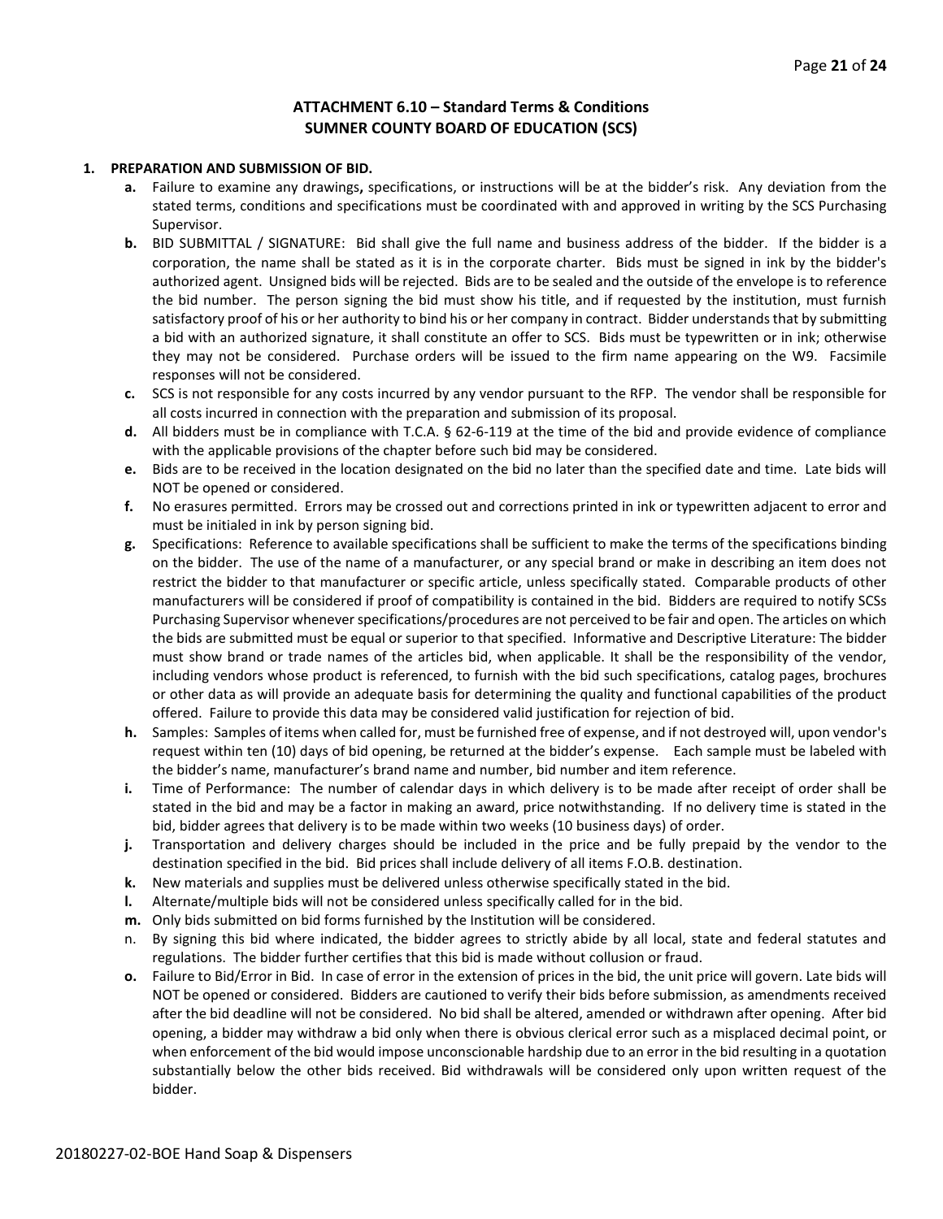## ATTACHMENT 6.10 – Standard Terms & Conditions
## SUMNER COUNTY BOARD OF EDUCATION (SCS)

**1. PREPARATION AND SUBMISSION OF BID.**

- **a.** Failure to examine any drawings**,** specifications, or instructions will be at the bidder's risk. Any deviation from the stated terms, conditions and specifications must be coordinated with and approved in writing by the SCS Purchasing Supervisor.
- **b.** BID SUBMITTAL / SIGNATURE: Bid shall give the full name and business address of the bidder. If the bidder is a corporation, the name shall be stated as it is in the corporate charter. Bids must be signed in ink by the bidder's authorized agent. Unsigned bids will be rejected. Bids are to be sealed and the outside of the envelope is to reference the bid number. The person signing the bid must show his title, and if requested by the institution, must furnish satisfactory proof of his or her authority to bind his or her company in contract. Bidder understands that by submitting a bid with an authorized signature, it shall constitute an offer to SCS. Bids must be typewritten or in ink; otherwise they may not be considered. Purchase orders will be issued to the firm name appearing on the W9. Facsimile responses will not be considered.
- **c.** SCS is not responsible for any costs incurred by any vendor pursuant to the RFP. The vendor shall be responsible for all costs incurred in connection with the preparation and submission of its proposal.
- **d.** All bidders must be in compliance with T.C.A. § 62-6-119 at the time of the bid and provide evidence of compliance with the applicable provisions of the chapter before such bid may be considered.
- **e.** Bids are to be received in the location designated on the bid no later than the specified date and time. Late bids will NOT be opened or considered.
- **f.** No erasures permitted. Errors may be crossed out and corrections printed in ink or typewritten adjacent to error and must be initialed in ink by person signing bid.
- **g.** Specifications: Reference to available specifications shall be sufficient to make the terms of the specifications binding on the bidder. The use of the name of a manufacturer, or any special brand or make in describing an item does not restrict the bidder to that manufacturer or specific article, unless specifically stated. Comparable products of other manufacturers will be considered if proof of compatibility is contained in the bid. Bidders are required to notify SCSs Purchasing Supervisor whenever specifications/procedures are not perceived to be fair and open. The articles on which the bids are submitted must be equal or superior to that specified. Informative and Descriptive Literature: The bidder must show brand or trade names of the articles bid, when applicable. It shall be the responsibility of the vendor, including vendors whose product is referenced, to furnish with the bid such specifications, catalog pages, brochures or other data as will provide an adequate basis for determining the quality and functional capabilities of the product offered. Failure to provide this data may be considered valid justification for rejection of bid.
- **h.** Samples: Samples of items when called for, must be furnished free of expense, and if not destroyed will, upon vendor's request within ten (10) days of bid opening, be returned at the bidder's expense. Each sample must be labeled with the bidder's name, manufacturer's brand name and number, bid number and item reference.
- **i.** Time of Performance: The number of calendar days in which delivery is to be made after receipt of order shall be stated in the bid and may be a factor in making an award, price notwithstanding. If no delivery time is stated in the bid, bidder agrees that delivery is to be made within two weeks (10 business days) of order.
- **j.** Transportation and delivery charges should be included in the price and be fully prepaid by the vendor to the destination specified in the bid. Bid prices shall include delivery of all items F.O.B. destination.
- **k.** New materials and supplies must be delivered unless otherwise specifically stated in the bid.
- **l.** Alternate/multiple bids will not be considered unless specifically called for in the bid.
- **m.** Only bids submitted on bid forms furnished by the Institution will be considered.
- n. By signing this bid where indicated, the bidder agrees to strictly abide by all local, state and federal statutes and regulations. The bidder further certifies that this bid is made without collusion or fraud.
- **o.** Failure to Bid/Error in Bid. In case of error in the extension of prices in the bid, the unit price will govern. Late bids will NOT be opened or considered. Bidders are cautioned to verify their bids before submission, as amendments received after the bid deadline will not be considered. No bid shall be altered, amended or withdrawn after opening. After bid opening, a bidder may withdraw a bid only when there is obvious clerical error such as a misplaced decimal point, or when enforcement of the bid would impose unconscionable hardship due to an error in the bid resulting in a quotation substantially below the other bids received. Bid withdrawals will be considered only upon written request of the bidder.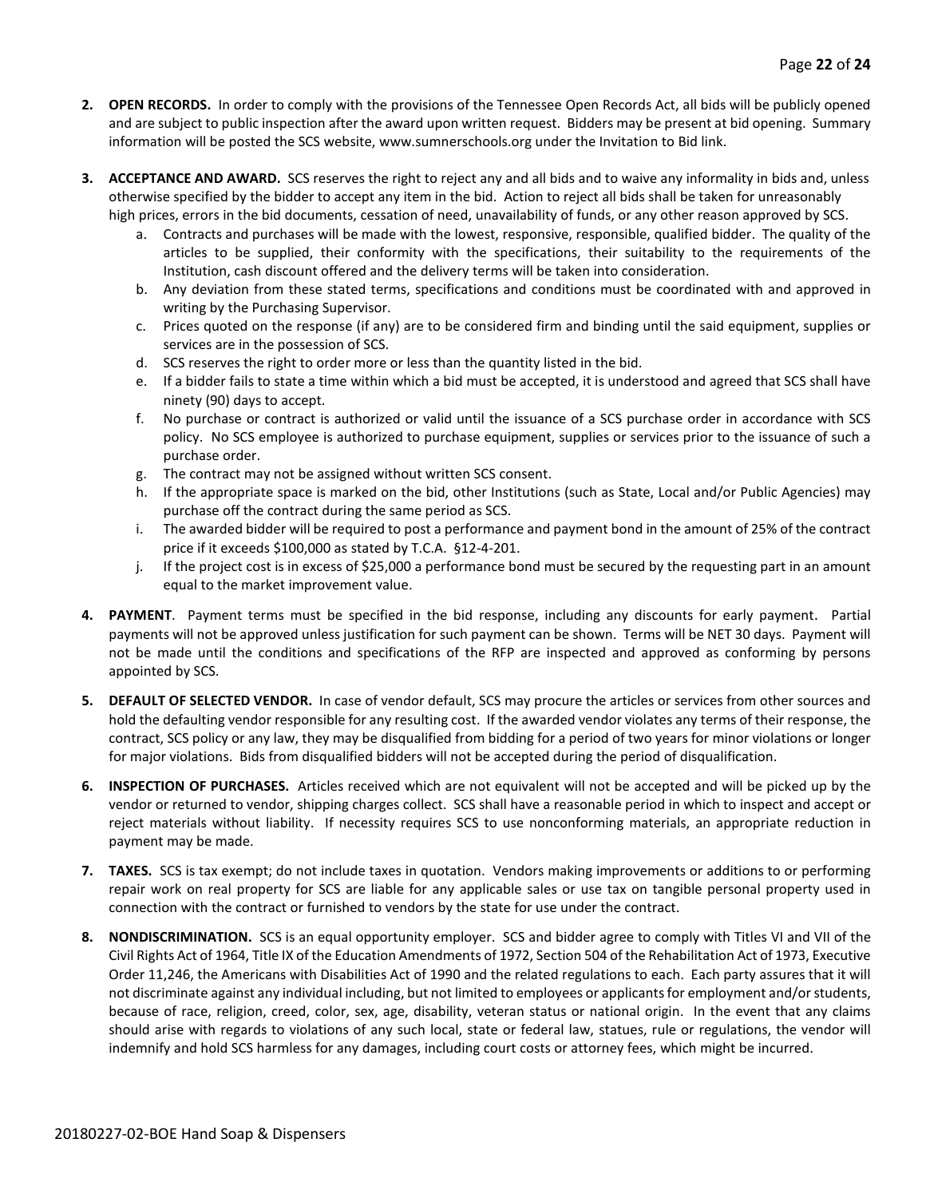2. **OPEN RECORDS.** In order to comply with the provisions of the Tennessee Open Records Act, all bids will be publicly opened and are subject to public inspection after the award upon written request. Bidders may be present at bid opening. Summary information will be posted the SCS website, www.sumnerschools.org under the Invitation to Bid link.

3. **ACCEPTANCE AND AWARD.** SCS reserves the right to reject any and all bids and to waive any informality in bids and, unless otherwise specified by the bidder to accept any item in the bid. Action to reject all bids shall be taken for unreasonably high prices, errors in the bid documents, cessation of need, unavailability of funds, or any other reason approved by SCS.
   a. Contracts and purchases will be made with the lowest, responsive, responsible, qualified bidder. The quality of the articles to be supplied, their conformity with the specifications, their suitability to the requirements of the Institution, cash discount offered and the delivery terms will be taken into consideration.
   b. Any deviation from these stated terms, specifications and conditions must be coordinated with and approved in writing by the Purchasing Supervisor.
   c. Prices quoted on the response (if any) are to be considered firm and binding until the said equipment, supplies or services are in the possession of SCS.
   d. SCS reserves the right to order more or less than the quantity listed in the bid.
   e. If a bidder fails to state a time within which a bid must be accepted, it is understood and agreed that SCS shall have ninety (90) days to accept.
   f. No purchase or contract is authorized or valid until the issuance of a SCS purchase order in accordance with SCS policy. No SCS employee is authorized to purchase equipment, supplies or services prior to the issuance of such a purchase order.
   g. The contract may not be assigned without written SCS consent.
   h. If the appropriate space is marked on the bid, other Institutions (such as State, Local and/or Public Agencies) may purchase off the contract during the same period as SCS.
   i. The awarded bidder will be required to post a performance and payment bond in the amount of 25% of the contract price if it exceeds $100,000 as stated by T.C.A. §12-4-201.
   j. If the project cost is in excess of $25,000 a performance bond must be secured by the requesting part in an amount equal to the market improvement value.

4. **PAYMENT**. Payment terms must be specified in the bid response, including any discounts for early payment. Partial payments will not be approved unless justification for such payment can be shown. Terms will be NET 30 days. Payment will not be made until the conditions and specifications of the RFP are inspected and approved as conforming by persons appointed by SCS.

5. **DEFAULT OF SELECTED VENDOR.** In case of vendor default, SCS may procure the articles or services from other sources and hold the defaulting vendor responsible for any resulting cost. If the awarded vendor violates any terms of their response, the contract, SCS policy or any law, they may be disqualified from bidding for a period of two years for minor violations or longer for major violations. Bids from disqualified bidders will not be accepted during the period of disqualification.

6. **INSPECTION OF PURCHASES.** Articles received which are not equivalent will not be accepted and will be picked up by the vendor or returned to vendor, shipping charges collect. SCS shall have a reasonable period in which to inspect and accept or reject materials without liability. If necessity requires SCS to use nonconforming materials, an appropriate reduction in payment may be made.

7. **TAXES.** SCS is tax exempt; do not include taxes in quotation. Vendors making improvements or additions to or performing repair work on real property for SCS are liable for any applicable sales or use tax on tangible personal property used in connection with the contract or furnished to vendors by the state for use under the contract.

8. **NONDISCRIMINATION.** SCS is an equal opportunity employer. SCS and bidder agree to comply with Titles VI and VII of the Civil Rights Act of 1964, Title IX of the Education Amendments of 1972, Section 504 of the Rehabilitation Act of 1973, Executive Order 11,246, the Americans with Disabilities Act of 1990 and the related regulations to each. Each party assures that it will not discriminate against any individual including, but not limited to employees or applicants for employment and/or students, because of race, religion, creed, color, sex, age, disability, veteran status or national origin. In the event that any claims should arise with regards to violations of any such local, state or federal law, statues, rule or regulations, the vendor will indemnify and hold SCS harmless for any damages, including court costs or attorney fees, which might be incurred.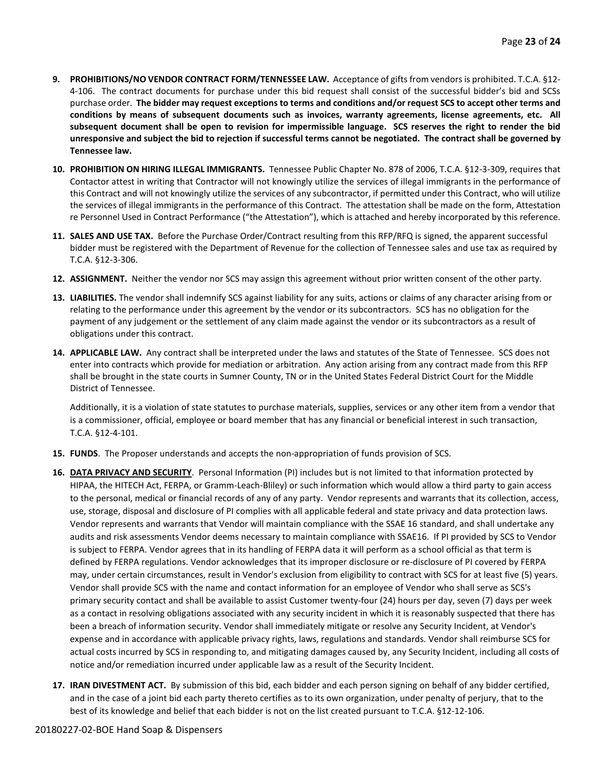9. **PROHIBITIONS/NO VENDOR CONTRACT FORM/TENNESSEE LAW.** Acceptance of gifts from vendors is prohibited. T.C.A. §12-4-106. The contract documents for purchase under this bid request shall consist of the successful bidder's bid and SCSs purchase order. **The bidder may request exceptions to terms and conditions and/or request SCS to accept other terms and conditions by means of subsequent documents such as invoices, warranty agreements, license agreements, etc. All subsequent document shall be open to revision for impermissible language. SCS reserves the right to render the bid unresponsive and subject the bid to rejection if successful terms cannot be negotiated. The contract shall be governed by Tennessee law.**

10. **PROHIBITION ON HIRING ILLEGAL IMMIGRANTS.** Tennessee Public Chapter No. 878 of 2006, T.C.A. §12-3-309, requires that Contactor attest in writing that Contractor will not knowingly utilize the services of illegal immigrants in the performance of this Contract and will not knowingly utilize the services of any subcontractor, if permitted under this Contract, who will utilize the services of illegal immigrants in the performance of this Contract. The attestation shall be made on the form, Attestation re Personnel Used in Contract Performance ("the Attestation"), which is attached and hereby incorporated by this reference.

11. **SALES AND USE TAX.** Before the Purchase Order/Contract resulting from this RFP/RFQ is signed, the apparent successful bidder must be registered with the Department of Revenue for the collection of Tennessee sales and use tax as required by T.C.A. §12-3-306.

12. **ASSIGNMENT.** Neither the vendor nor SCS may assign this agreement without prior written consent of the other party.

13. **LIABILITIES.** The vendor shall indemnify SCS against liability for any suits, actions or claims of any character arising from or relating to the performance under this agreement by the vendor or its subcontractors. SCS has no obligation for the payment of any judgement or the settlement of any claim made against the vendor or its subcontractors as a result of obligations under this contract.

14. **APPLICABLE LAW.** Any contract shall be interpreted under the laws and statutes of the State of Tennessee. SCS does not enter into contracts which provide for mediation or arbitration. Any action arising from any contract made from this RFP shall be brought in the state courts in Sumner County, TN or in the United States Federal District Court for the Middle District of Tennessee.

    Additionally, it is a violation of state statutes to purchase materials, supplies, services or any other item from a vendor that is a commissioner, official, employee or board member that has any financial or beneficial interest in such transaction, T.C.A. §12-4-101.

15. **FUNDS**. The Proposer understands and accepts the non-appropriation of funds provision of SCS.

16. **DATA PRIVACY AND SECURITY**. Personal Information (PI) includes but is not limited to that information protected by HIPAA, the HITECH Act, FERPA, or Gramm-Leach-Bliley) or such information which would allow a third party to gain access to the personal, medical or financial records of any of any party. Vendor represents and warrants that its collection, access, use, storage, disposal and disclosure of PI complies with all applicable federal and state privacy and data protection laws. Vendor represents and warrants that Vendor will maintain compliance with the SSAE 16 standard, and shall undertake any audits and risk assessments Vendor deems necessary to maintain compliance with SSAE16. If PI provided by SCS to Vendor is subject to FERPA. Vendor agrees that in its handling of FERPA data it will perform as a school official as that term is defined by FERPA regulations. Vendor acknowledges that its improper disclosure or re-disclosure of PI covered by FERPA may, under certain circumstances, result in Vendor's exclusion from eligibility to contract with SCS for at least five (5) years. Vendor shall provide SCS with the name and contact information for an employee of Vendor who shall serve as SCS's primary security contact and shall be available to assist Customer twenty-four (24) hours per day, seven (7) days per week as a contact in resolving obligations associated with any security incident in which it is reasonably suspected that there has been a breach of information security. Vendor shall immediately mitigate or resolve any Security Incident, at Vendor's expense and in accordance with applicable privacy rights, laws, regulations and standards. Vendor shall reimburse SCS for actual costs incurred by SCS in responding to, and mitigating damages caused by, any Security Incident, including all costs of notice and/or remediation incurred under applicable law as a result of the Security Incident.

17. **IRAN DIVESTMENT ACT.** By submission of this bid, each bidder and each person signing on behalf of any bidder certified, and in the case of a joint bid each party thereto certifies as to its own organization, under penalty of perjury, that to the best of its knowledge and belief that each bidder is not on the list created pursuant to T.C.A. §12-12-106.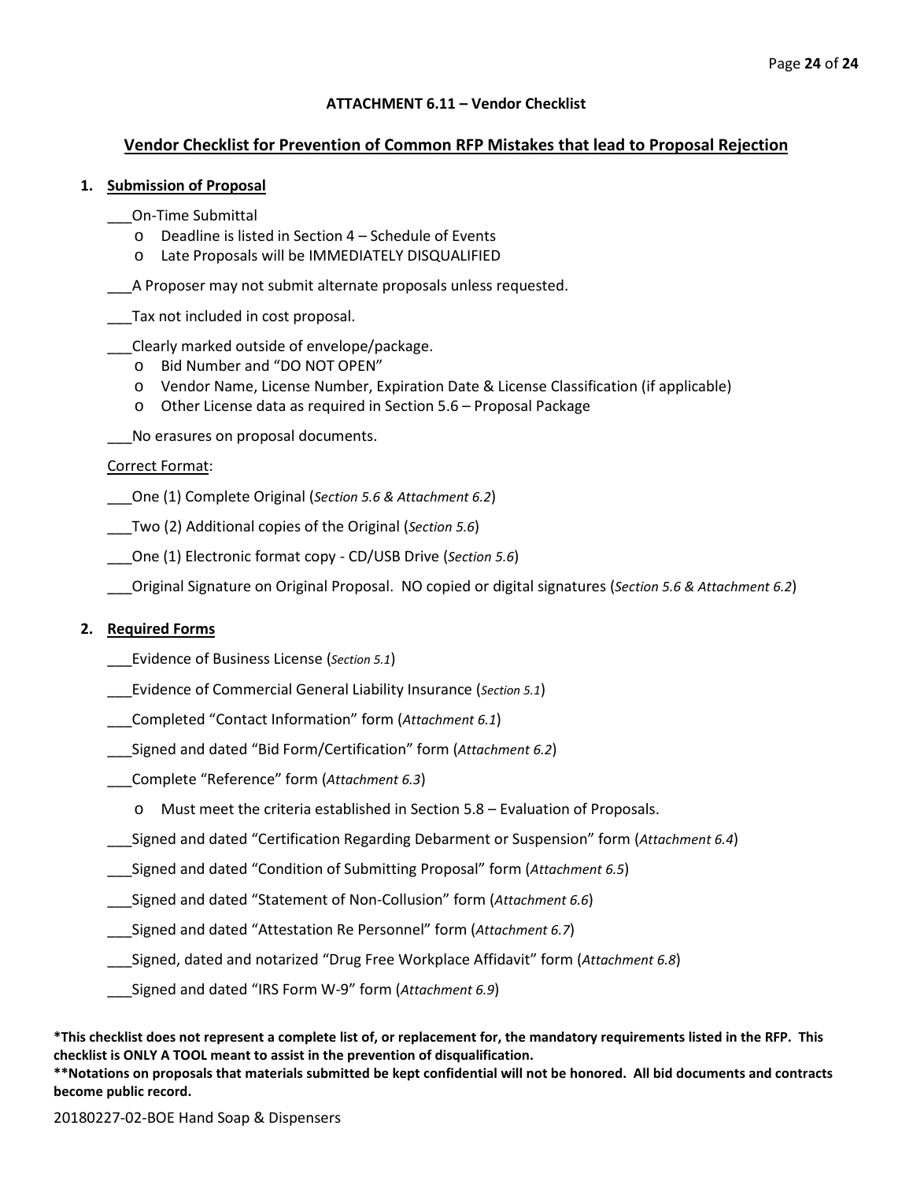### ATTACHMENT 6.11 – Vendor Checklist

## Vendor Checklist for Prevention of Common RFP Mistakes that lead to Proposal Rejection

1. **Submission of Proposal**

___On-Time Submittal
- Deadline is listed in Section 4 – Schedule of Events
- Late Proposals will be IMMEDIATELY DISQUALIFIED

___A Proposer may not submit alternate proposals unless requested.

___Tax not included in cost proposal.

___Clearly marked outside of envelope/package.
- Bid Number and "DO NOT OPEN"
- Vendor Name, License Number, Expiration Date & License Classification (if applicable)
- Other License data as required in Section 5.6 – Proposal Package

___No erasures on proposal documents.

Correct Format:

___One (1) Complete Original (*Section 5.6 & Attachment 6.2*)

___Two (2) Additional copies of the Original (*Section 5.6*)

___One (1) Electronic format copy - CD/USB Drive (*Section 5.6*)

___Original Signature on Original Proposal. NO copied or digital signatures (*Section 5.6 & Attachment 6.2*)

2. **Required Forms**

___Evidence of Business License (*Section 5.1*)

___Evidence of Commercial General Liability Insurance (*Section 5.1*)

___Completed "Contact Information" form (*Attachment 6.1*)

___Signed and dated "Bid Form/Certification" form (*Attachment 6.2*)

___Complete "Reference" form (*Attachment 6.3*)
- Must meet the criteria established in Section 5.8 – Evaluation of Proposals.

___Signed and dated "Certification Regarding Debarment or Suspension" form (*Attachment 6.4*)

___Signed and dated "Condition of Submitting Proposal" form (*Attachment 6.5*)

___Signed and dated "Statement of Non-Collusion" form (*Attachment 6.6*)

___Signed and dated "Attestation Re Personnel" form (*Attachment 6.7*)

___Signed, dated and notarized "Drug Free Workplace Affidavit" form (*Attachment 6.8*)

___Signed and dated "IRS Form W-9" form (*Attachment 6.9*)

**\*This checklist does not represent a complete list of, or replacement for, the mandatory requirements listed in the RFP. This checklist is ONLY A TOOL meant to assist in the prevention of disqualification.**

**\*\*Notations on proposals that materials submitted be kept confidential will not be honored. All bid documents and contracts become public record.**

20180227-02-BOE Hand Soap & Dispensers